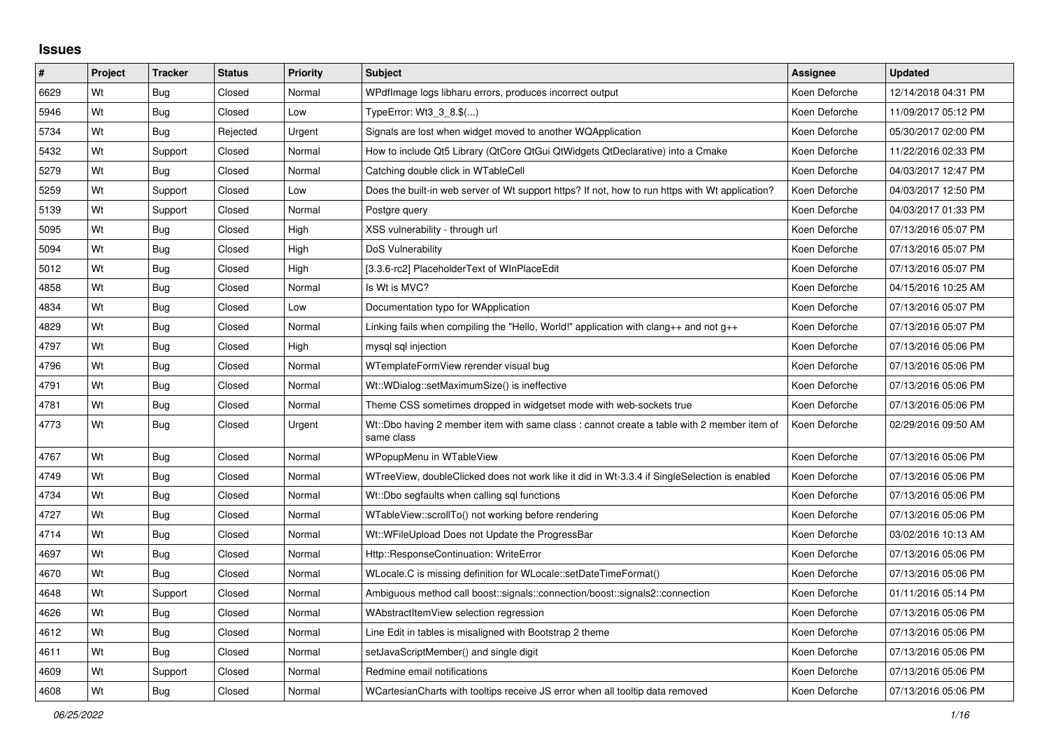## Issues

| # | Project | Tracker | Status | Priority | Subject | Assignee | Updated |
|---|---|---|---|---|---|---|---|
| 6629 | Wt | Bug | Closed | Normal | WPdfImage logs libharu errors, produces incorrect output | Koen Deforche | 12/14/2018 04:31 PM |
| 5946 | Wt | Bug | Closed | Low | TypeError: Wt3_3_8.$(...) | Koen Deforche | 11/09/2017 05:12 PM |
| 5734 | Wt | Bug | Rejected | Urgent | Signals are lost when widget moved to another WQApplication | Koen Deforche | 05/30/2017 02:00 PM |
| 5432 | Wt | Support | Closed | Normal | How to include Qt5 Library (QtCore QtGui QtWidgets QtDeclarative) into a Cmake | Koen Deforche | 11/22/2016 02:33 PM |
| 5279 | Wt | Bug | Closed | Normal | Catching double click in WTableCell | Koen Deforche | 04/03/2017 12:47 PM |
| 5259 | Wt | Support | Closed | Low | Does the built-in web server of Wt support https? If not, how to run https with Wt application? | Koen Deforche | 04/03/2017 12:50 PM |
| 5139 | Wt | Support | Closed | Normal | Postgre query | Koen Deforche | 04/03/2017 01:33 PM |
| 5095 | Wt | Bug | Closed | High | XSS vulnerability - through url | Koen Deforche | 07/13/2016 05:07 PM |
| 5094 | Wt | Bug | Closed | High | DoS Vulnerability | Koen Deforche | 07/13/2016 05:07 PM |
| 5012 | Wt | Bug | Closed | High | [3.3.6-rc2] PlaceholderText of WInPlaceEdit | Koen Deforche | 07/13/2016 05:07 PM |
| 4858 | Wt | Bug | Closed | Normal | Is Wt is MVC? | Koen Deforche | 04/15/2016 10:25 AM |
| 4834 | Wt | Bug | Closed | Low | Documentation typo for WApplication | Koen Deforche | 07/13/2016 05:07 PM |
| 4829 | Wt | Bug | Closed | Normal | Linking fails when compiling the "Hello, World!" application with clang++ and not g++ | Koen Deforche | 07/13/2016 05:07 PM |
| 4797 | Wt | Bug | Closed | High | mysql sql injection | Koen Deforche | 07/13/2016 05:06 PM |
| 4796 | Wt | Bug | Closed | Normal | WTemplateFormView rerender visual bug | Koen Deforche | 07/13/2016 05:06 PM |
| 4791 | Wt | Bug | Closed | Normal | Wt::WDialog::setMaximumSize() is ineffective | Koen Deforche | 07/13/2016 05:06 PM |
| 4781 | Wt | Bug | Closed | Normal | Theme CSS sometimes dropped in widgetset mode with web-sockets true | Koen Deforche | 07/13/2016 05:06 PM |
| 4773 | Wt | Bug | Closed | Urgent | Wt::Dbo having 2 member item with same class : cannot create a table with 2 member item of same class | Koen Deforche | 02/29/2016 09:50 AM |
| 4767 | Wt | Bug | Closed | Normal | WPopupMenu in WTableView | Koen Deforche | 07/13/2016 05:06 PM |
| 4749 | Wt | Bug | Closed | Normal | WTreeView, doubleClicked does not work like it did in Wt-3.3.4 if SingleSelection is enabled | Koen Deforche | 07/13/2016 05:06 PM |
| 4734 | Wt | Bug | Closed | Normal | Wt::Dbo segfaults when calling sql functions | Koen Deforche | 07/13/2016 05:06 PM |
| 4727 | Wt | Bug | Closed | Normal | WTableView::scrollTo() not working before rendering | Koen Deforche | 07/13/2016 05:06 PM |
| 4714 | Wt | Bug | Closed | Normal | Wt::WFileUpload Does not Update the ProgressBar | Koen Deforche | 03/02/2016 10:13 AM |
| 4697 | Wt | Bug | Closed | Normal | Http::ResponseContinuation: WriteError | Koen Deforche | 07/13/2016 05:06 PM |
| 4670 | Wt | Bug | Closed | Normal | WLocale.C is missing definition for WLocale::setDateTimeFormat() | Koen Deforche | 07/13/2016 05:06 PM |
| 4648 | Wt | Support | Closed | Normal | Ambiguous method call boost::signals::connection/boost::signals2::connection | Koen Deforche | 01/11/2016 05:14 PM |
| 4626 | Wt | Bug | Closed | Normal | WAbstractItemView selection regression | Koen Deforche | 07/13/2016 05:06 PM |
| 4612 | Wt | Bug | Closed | Normal | Line Edit in tables is misaligned with Bootstrap 2 theme | Koen Deforche | 07/13/2016 05:06 PM |
| 4611 | Wt | Bug | Closed | Normal | setJavaScriptMember() and single digit | Koen Deforche | 07/13/2016 05:06 PM |
| 4609 | Wt | Support | Closed | Normal | Redmine email notifications | Koen Deforche | 07/13/2016 05:06 PM |
| 4608 | Wt | Bug | Closed | Normal | WCartesianCharts with tooltips receive JS error when all tooltip data removed | Koen Deforche | 07/13/2016 05:06 PM |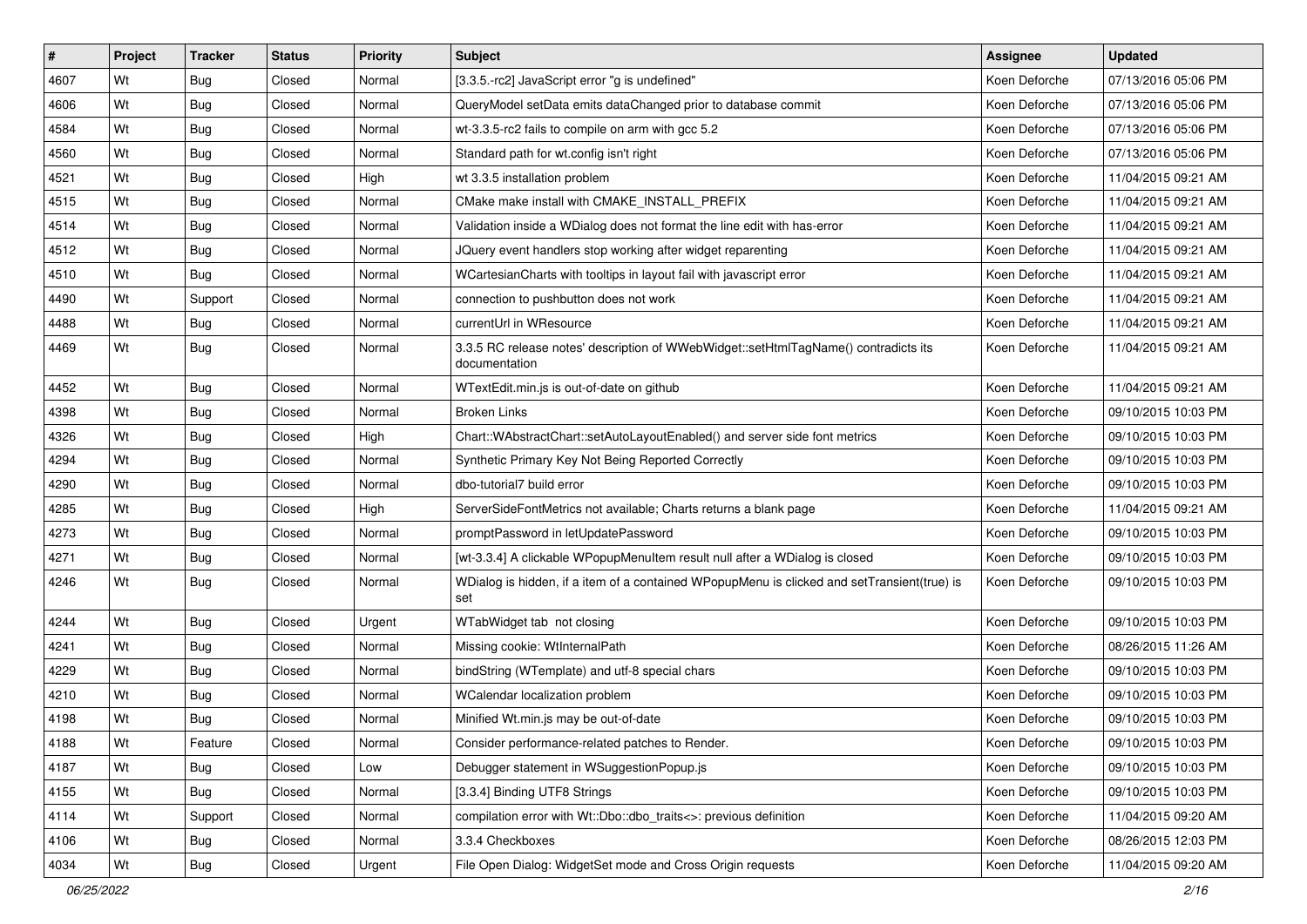| # | Project | Tracker | Status | Priority | Subject | Assignee | Updated |
|---|---|---|---|---|---|---|---|
| 4607 | Wt | Bug | Closed | Normal | [3.3.5.-rc2] JavaScript error "g is undefined" | Koen Deforche | 07/13/2016 05:06 PM |
| 4606 | Wt | Bug | Closed | Normal | QueryModel setData emits dataChanged prior to database commit | Koen Deforche | 07/13/2016 05:06 PM |
| 4584 | Wt | Bug | Closed | Normal | wt-3.3.5-rc2 fails to compile on arm with gcc 5.2 | Koen Deforche | 07/13/2016 05:06 PM |
| 4560 | Wt | Bug | Closed | Normal | Standard path for wt.config isn't right | Koen Deforche | 07/13/2016 05:06 PM |
| 4521 | Wt | Bug | Closed | High | wt 3.3.5 installation problem | Koen Deforche | 11/04/2015 09:21 AM |
| 4515 | Wt | Bug | Closed | Normal | CMake make install with CMAKE_INSTALL_PREFIX | Koen Deforche | 11/04/2015 09:21 AM |
| 4514 | Wt | Bug | Closed | Normal | Validation inside a WDialog does not format the line edit with has-error | Koen Deforche | 11/04/2015 09:21 AM |
| 4512 | Wt | Bug | Closed | Normal | JQuery event handlers stop working after widget reparenting | Koen Deforche | 11/04/2015 09:21 AM |
| 4510 | Wt | Bug | Closed | Normal | WCartesianCharts with tooltips in layout fail with javascript error | Koen Deforche | 11/04/2015 09:21 AM |
| 4490 | Wt | Support | Closed | Normal | connection to pushbutton does not work | Koen Deforche | 11/04/2015 09:21 AM |
| 4488 | Wt | Bug | Closed | Normal | currentUrl in WResource | Koen Deforche | 11/04/2015 09:21 AM |
| 4469 | Wt | Bug | Closed | Normal | 3.3.5 RC release notes' description of WWebWidget::setHtmlTagName() contradicts its documentation | Koen Deforche | 11/04/2015 09:21 AM |
| 4452 | Wt | Bug | Closed | Normal | WTextEdit.min.js is out-of-date on github | Koen Deforche | 11/04/2015 09:21 AM |
| 4398 | Wt | Bug | Closed | Normal | Broken Links | Koen Deforche | 09/10/2015 10:03 PM |
| 4326 | Wt | Bug | Closed | High | Chart::WAbstractChart::setAutoLayoutEnabled() and server side font metrics | Koen Deforche | 09/10/2015 10:03 PM |
| 4294 | Wt | Bug | Closed | Normal | Synthetic Primary Key Not Being Reported Correctly | Koen Deforche | 09/10/2015 10:03 PM |
| 4290 | Wt | Bug | Closed | Normal | dbo-tutorial7 build error | Koen Deforche | 09/10/2015 10:03 PM |
| 4285 | Wt | Bug | Closed | High | ServerSideFontMetrics not available; Charts returns a blank page | Koen Deforche | 11/04/2015 09:21 AM |
| 4273 | Wt | Bug | Closed | Normal | promptPassword in letUpdatePassword | Koen Deforche | 09/10/2015 10:03 PM |
| 4271 | Wt | Bug | Closed | Normal | [wt-3.3.4] A clickable WPopupMenuItem result null after a WDialog is closed | Koen Deforche | 09/10/2015 10:03 PM |
| 4246 | Wt | Bug | Closed | Normal | WDialog is hidden, if a item of a contained WPopupMenu is clicked and setTransient(true) is set | Koen Deforche | 09/10/2015 10:03 PM |
| 4244 | Wt | Bug | Closed | Urgent | WTabWidget tab not closing | Koen Deforche | 09/10/2015 10:03 PM |
| 4241 | Wt | Bug | Closed | Normal | Missing cookie: WtInternalPath | Koen Deforche | 08/26/2015 11:26 AM |
| 4229 | Wt | Bug | Closed | Normal | bindString (WTemplate) and utf-8 special chars | Koen Deforche | 09/10/2015 10:03 PM |
| 4210 | Wt | Bug | Closed | Normal | WCalendar localization problem | Koen Deforche | 09/10/2015 10:03 PM |
| 4198 | Wt | Bug | Closed | Normal | Minified Wt.min.js may be out-of-date | Koen Deforche | 09/10/2015 10:03 PM |
| 4188 | Wt | Feature | Closed | Normal | Consider performance-related patches to Render. | Koen Deforche | 09/10/2015 10:03 PM |
| 4187 | Wt | Bug | Closed | Low | Debugger statement in WSuggestionPopup.js | Koen Deforche | 09/10/2015 10:03 PM |
| 4155 | Wt | Bug | Closed | Normal | [3.3.4] Binding UTF8 Strings | Koen Deforche | 09/10/2015 10:03 PM |
| 4114 | Wt | Support | Closed | Normal | compilation error with Wt::Dbo::dbo_traits<>: previous definition | Koen Deforche | 11/04/2015 09:20 AM |
| 4106 | Wt | Bug | Closed | Normal | 3.3.4 Checkboxes | Koen Deforche | 08/26/2015 12:03 PM |
| 4034 | Wt | Bug | Closed | Urgent | File Open Dialog: WidgetSet mode and Cross Origin requests | Koen Deforche | 11/04/2015 09:20 AM |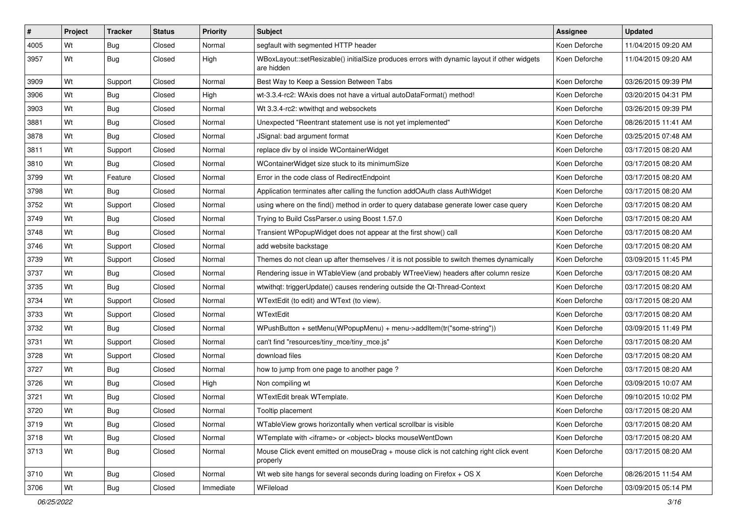| # | Project | Tracker | Status | Priority | Subject | Assignee | Updated |
|---|---|---|---|---|---|---|---|
| 4005 | Wt | Bug | Closed | Normal | segfault with segmented HTTP header | Koen Deforche | 11/04/2015 09:20 AM |
| 3957 | Wt | Bug | Closed | High | WBoxLayout::setResizable() initialSize produces errors with dynamic layout if other widgets are hidden | Koen Deforche | 11/04/2015 09:20 AM |
| 3909 | Wt | Support | Closed | Normal | Best Way to Keep a Session Between Tabs | Koen Deforche | 03/26/2015 09:39 PM |
| 3906 | Wt | Bug | Closed | High | wt-3.3.4-rc2: WAxis does not have a virtual autoDataFormat() method! | Koen Deforche | 03/20/2015 04:31 PM |
| 3903 | Wt | Bug | Closed | Normal | Wt 3.3.4-rc2: wtwithqt and websockets | Koen Deforche | 03/26/2015 09:39 PM |
| 3881 | Wt | Bug | Closed | Normal | Unexpected "Reentrant statement use is not yet implemented" | Koen Deforche | 08/26/2015 11:41 AM |
| 3878 | Wt | Bug | Closed | Normal | JSignal: bad argument format | Koen Deforche | 03/25/2015 07:48 AM |
| 3811 | Wt | Support | Closed | Normal | replace div by ol inside WContainerWidget | Koen Deforche | 03/17/2015 08:20 AM |
| 3810 | Wt | Bug | Closed | Normal | WContainerWidget size stuck to its minimumSize | Koen Deforche | 03/17/2015 08:20 AM |
| 3799 | Wt | Feature | Closed | Normal | Error in the code class of RedirectEndpoint | Koen Deforche | 03/17/2015 08:20 AM |
| 3798 | Wt | Bug | Closed | Normal | Application terminates after calling the function addOAuth class AuthWidget | Koen Deforche | 03/17/2015 08:20 AM |
| 3752 | Wt | Support | Closed | Normal | using where on the find() method in order to query database generate lower case query | Koen Deforche | 03/17/2015 08:20 AM |
| 3749 | Wt | Bug | Closed | Normal | Trying to Build CssParser.o using Boost 1.57.0 | Koen Deforche | 03/17/2015 08:20 AM |
| 3748 | Wt | Bug | Closed | Normal | Transient WPopupWidget does not appear at the first show() call | Koen Deforche | 03/17/2015 08:20 AM |
| 3746 | Wt | Support | Closed | Normal | add website backstage | Koen Deforche | 03/17/2015 08:20 AM |
| 3739 | Wt | Support | Closed | Normal | Themes do not clean up after themselves / it is not possible to switch themes dynamically | Koen Deforche | 03/09/2015 11:45 PM |
| 3737 | Wt | Bug | Closed | Normal | Rendering issue in WTableView (and probably WTreeView) headers after column resize | Koen Deforche | 03/17/2015 08:20 AM |
| 3735 | Wt | Bug | Closed | Normal | wtwithqt: triggerUpdate() causes rendering outside the Qt-Thread-Context | Koen Deforche | 03/17/2015 08:20 AM |
| 3734 | Wt | Support | Closed | Normal | WTextEdit (to edit) and WText (to view). | Koen Deforche | 03/17/2015 08:20 AM |
| 3733 | Wt | Support | Closed | Normal | WTextEdit | Koen Deforche | 03/17/2015 08:20 AM |
| 3732 | Wt | Bug | Closed | Normal | WPushButton + setMenu(WPopupMenu) + menu->addItem(tr("some-string")) | Koen Deforche | 03/09/2015 11:49 PM |
| 3731 | Wt | Support | Closed | Normal | can't find "resources/tiny_mce/tiny_mce.js" | Koen Deforche | 03/17/2015 08:20 AM |
| 3728 | Wt | Support | Closed | Normal | download files | Koen Deforche | 03/17/2015 08:20 AM |
| 3727 | Wt | Bug | Closed | Normal | how to jump from one page to another page ? | Koen Deforche | 03/17/2015 08:20 AM |
| 3726 | Wt | Bug | Closed | High | Non compiling wt | Koen Deforche | 03/09/2015 10:07 AM |
| 3721 | Wt | Bug | Closed | Normal | WTextEdit break WTemplate. | Koen Deforche | 09/10/2015 10:02 PM |
| 3720 | Wt | Bug | Closed | Normal | Tooltip placement | Koen Deforche | 03/17/2015 08:20 AM |
| 3719 | Wt | Bug | Closed | Normal | WTableView grows horizontally when vertical scrollbar is visible | Koen Deforche | 03/17/2015 08:20 AM |
| 3718 | Wt | Bug | Closed | Normal | WTemplate with <iframe> or <object> blocks mouseWentDown | Koen Deforche | 03/17/2015 08:20 AM |
| 3713 | Wt | Bug | Closed | Normal | Mouse Click event emitted on mouseDrag + mouse click is not catching right click event properly | Koen Deforche | 03/17/2015 08:20 AM |
| 3710 | Wt | Bug | Closed | Normal | Wt web site hangs for several seconds during loading on Firefox + OS X | Koen Deforche | 08/26/2015 11:54 AM |
| 3706 | Wt | Bug | Closed | Immediate | WFileload | Koen Deforche | 03/09/2015 05:14 PM |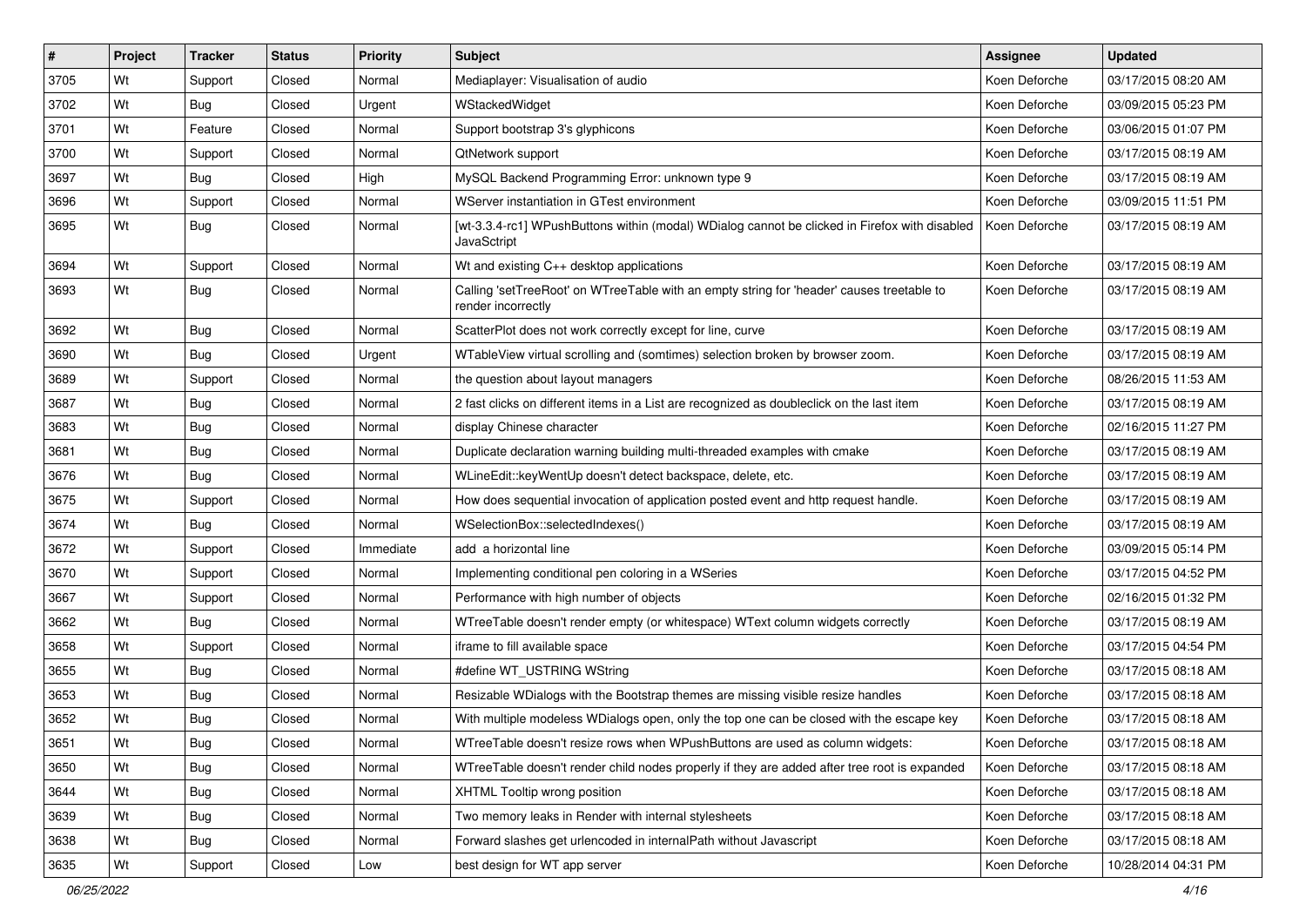| # | Project | Tracker | Status | Priority | Subject | Assignee | Updated |
|---|---|---|---|---|---|---|---|
| 3705 | Wt | Support | Closed | Normal | Mediaplayer: Visualisation of audio | Koen Deforche | 03/17/2015 08:20 AM |
| 3702 | Wt | Bug | Closed | Urgent | WStackedWidget | Koen Deforche | 03/09/2015 05:23 PM |
| 3701 | Wt | Feature | Closed | Normal | Support bootstrap 3's glyphicons | Koen Deforche | 03/06/2015 01:07 PM |
| 3700 | Wt | Support | Closed | Normal | QtNetwork support | Koen Deforche | 03/17/2015 08:19 AM |
| 3697 | Wt | Bug | Closed | High | MySQL Backend Programming Error: unknown type 9 | Koen Deforche | 03/17/2015 08:19 AM |
| 3696 | Wt | Support | Closed | Normal | WServer instantiation in GTest environment | Koen Deforche | 03/09/2015 11:51 PM |
| 3695 | Wt | Bug | Closed | Normal | [wt-3.3.4-rc1] WPushButtons within (modal) WDialog cannot be clicked in Firefox with disabled JavaSctript | Koen Deforche | 03/17/2015 08:19 AM |
| 3694 | Wt | Support | Closed | Normal | Wt and existing C++ desktop applications | Koen Deforche | 03/17/2015 08:19 AM |
| 3693 | Wt | Bug | Closed | Normal | Calling 'setTreeRoot' on WTreeTable with an empty string for 'header' causes treetable to render incorrectly | Koen Deforche | 03/17/2015 08:19 AM |
| 3692 | Wt | Bug | Closed | Normal | ScatterPlot does not work correctly except for line, curve | Koen Deforche | 03/17/2015 08:19 AM |
| 3690 | Wt | Bug | Closed | Urgent | WTableView virtual scrolling and (somtimes) selection broken by browser zoom. | Koen Deforche | 03/17/2015 08:19 AM |
| 3689 | Wt | Support | Closed | Normal | the question about layout managers | Koen Deforche | 08/26/2015 11:53 AM |
| 3687 | Wt | Bug | Closed | Normal | 2 fast clicks on different items in a List are recognized as doubleclick on the last item | Koen Deforche | 03/17/2015 08:19 AM |
| 3683 | Wt | Bug | Closed | Normal | display Chinese character | Koen Deforche | 02/16/2015 11:27 PM |
| 3681 | Wt | Bug | Closed | Normal | Duplicate declaration warning building multi-threaded examples with cmake | Koen Deforche | 03/17/2015 08:19 AM |
| 3676 | Wt | Bug | Closed | Normal | WLineEdit::keyWentUp doesn't detect backspace, delete, etc. | Koen Deforche | 03/17/2015 08:19 AM |
| 3675 | Wt | Support | Closed | Normal | How does sequential invocation of application posted event and http request handle. | Koen Deforche | 03/17/2015 08:19 AM |
| 3674 | Wt | Bug | Closed | Normal | WSelectionBox::selectedIndexes() | Koen Deforche | 03/17/2015 08:19 AM |
| 3672 | Wt | Support | Closed | Immediate | add  a horizontal line | Koen Deforche | 03/09/2015 05:14 PM |
| 3670 | Wt | Support | Closed | Normal | Implementing conditional pen coloring in a WSeries | Koen Deforche | 03/17/2015 04:52 PM |
| 3667 | Wt | Support | Closed | Normal | Performance with high number of objects | Koen Deforche | 02/16/2015 01:32 PM |
| 3662 | Wt | Bug | Closed | Normal | WTreeTable doesn't render empty (or whitespace) WText column widgets correctly | Koen Deforche | 03/17/2015 08:19 AM |
| 3658 | Wt | Support | Closed | Normal | iframe to fill available space | Koen Deforche | 03/17/2015 04:54 PM |
| 3655 | Wt | Bug | Closed | Normal | #define WT_USTRING WString | Koen Deforche | 03/17/2015 08:18 AM |
| 3653 | Wt | Bug | Closed | Normal | Resizable WDialogs with the Bootstrap themes are missing visible resize handles | Koen Deforche | 03/17/2015 08:18 AM |
| 3652 | Wt | Bug | Closed | Normal | With multiple modeless WDialogs open, only the top one can be closed with the escape key | Koen Deforche | 03/17/2015 08:18 AM |
| 3651 | Wt | Bug | Closed | Normal | WTreeTable doesn't resize rows when WPushButtons are used as column widgets: | Koen Deforche | 03/17/2015 08:18 AM |
| 3650 | Wt | Bug | Closed | Normal | WTreeTable doesn't render child nodes properly if they are added after tree root is expanded | Koen Deforche | 03/17/2015 08:18 AM |
| 3644 | Wt | Bug | Closed | Normal | XHTML Tooltip wrong position | Koen Deforche | 03/17/2015 08:18 AM |
| 3639 | Wt | Bug | Closed | Normal | Two memory leaks in Render with internal stylesheets | Koen Deforche | 03/17/2015 08:18 AM |
| 3638 | Wt | Bug | Closed | Normal | Forward slashes get urlencoded in internalPath without Javascript | Koen Deforche | 03/17/2015 08:18 AM |
| 3635 | Wt | Support | Closed | Low | best design for WT app server | Koen Deforche | 10/28/2014 04:31 PM |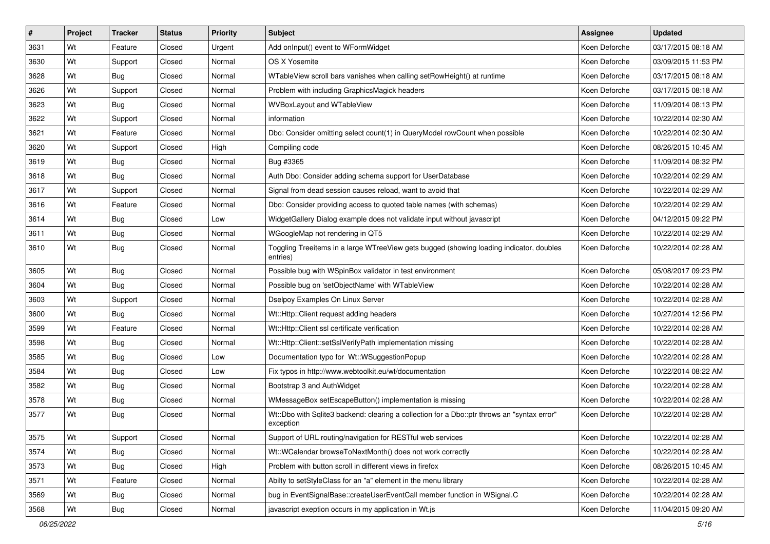| # | Project | Tracker | Status | Priority | Subject | Assignee | Updated |
|---|---|---|---|---|---|---|---|
| 3631 | Wt | Feature | Closed | Urgent | Add onInput() event to WFormWidget | Koen Deforche | 03/17/2015 08:18 AM |
| 3630 | Wt | Support | Closed | Normal | OS X Yosemite | Koen Deforche | 03/09/2015 11:53 PM |
| 3628 | Wt | Bug | Closed | Normal | WTableView scroll bars vanishes when calling setRowHeight() at runtime | Koen Deforche | 03/17/2015 08:18 AM |
| 3626 | Wt | Support | Closed | Normal | Problem with including GraphicsMagick headers | Koen Deforche | 03/17/2015 08:18 AM |
| 3623 | Wt | Bug | Closed | Normal | WVBoxLayout and WTableView | Koen Deforche | 11/09/2014 08:13 PM |
| 3622 | Wt | Support | Closed | Normal | information | Koen Deforche | 10/22/2014 02:30 AM |
| 3621 | Wt | Feature | Closed | Normal | Dbo: Consider omitting select count(1) in QueryModel rowCount when possible | Koen Deforche | 10/22/2014 02:30 AM |
| 3620 | Wt | Support | Closed | High | Compiling code | Koen Deforche | 08/26/2015 10:45 AM |
| 3619 | Wt | Bug | Closed | Normal | Bug #3365 | Koen Deforche | 11/09/2014 08:32 PM |
| 3618 | Wt | Bug | Closed | Normal | Auth Dbo: Consider adding schema support for UserDatabase | Koen Deforche | 10/22/2014 02:29 AM |
| 3617 | Wt | Support | Closed | Normal | Signal from dead session causes reload, want to avoid that | Koen Deforche | 10/22/2014 02:29 AM |
| 3616 | Wt | Feature | Closed | Normal | Dbo: Consider providing access to quoted table names (with schemas) | Koen Deforche | 10/22/2014 02:29 AM |
| 3614 | Wt | Bug | Closed | Low | WidgetGallery Dialog example does not validate input without javascript | Koen Deforche | 04/12/2015 09:22 PM |
| 3611 | Wt | Bug | Closed | Normal | WGoogleMap not rendering in QT5 | Koen Deforche | 10/22/2014 02:29 AM |
| 3610 | Wt | Bug | Closed | Normal | Toggling Treeitems in a large WTreeView gets bugged (showing loading indicator, doubles entries) | Koen Deforche | 10/22/2014 02:28 AM |
| 3605 | Wt | Bug | Closed | Normal | Possible bug with WSpinBox validator in test environment | Koen Deforche | 05/08/2017 09:23 PM |
| 3604 | Wt | Bug | Closed | Normal | Possible bug on 'setObjectName' with WTableView | Koen Deforche | 10/22/2014 02:28 AM |
| 3603 | Wt | Support | Closed | Normal | Dselpoy Examples On Linux Server | Koen Deforche | 10/22/2014 02:28 AM |
| 3600 | Wt | Bug | Closed | Normal | Wt::Http::Client request adding headers | Koen Deforche | 10/27/2014 12:56 PM |
| 3599 | Wt | Feature | Closed | Normal | Wt::Http::Client ssl certificate verification | Koen Deforche | 10/22/2014 02:28 AM |
| 3598 | Wt | Bug | Closed | Normal | Wt::Http::Client::setSslVerifyPath implementation missing | Koen Deforche | 10/22/2014 02:28 AM |
| 3585 | Wt | Bug | Closed | Low | Documentation typo for Wt::WSuggestionPopup | Koen Deforche | 10/22/2014 02:28 AM |
| 3584 | Wt | Bug | Closed | Low | Fix typos in http://www.webtoolkit.eu/wt/documentation | Koen Deforche | 10/22/2014 08:22 AM |
| 3582 | Wt | Bug | Closed | Normal | Bootstrap 3 and AuthWidget | Koen Deforche | 10/22/2014 02:28 AM |
| 3578 | Wt | Bug | Closed | Normal | WMessageBox setEscapeButton() implementation is missing | Koen Deforche | 10/22/2014 02:28 AM |
| 3577 | Wt | Bug | Closed | Normal | Wt::Dbo with Sqlite3 backend: clearing a collection for a Dbo::ptr throws an "syntax error" exception | Koen Deforche | 10/22/2014 02:28 AM |
| 3575 | Wt | Support | Closed | Normal | Support of URL routing/navigation for RESTful web services | Koen Deforche | 10/22/2014 02:28 AM |
| 3574 | Wt | Bug | Closed | Normal | Wt::WCalendar browseToNextMonth() does not work correctly | Koen Deforche | 10/22/2014 02:28 AM |
| 3573 | Wt | Bug | Closed | High | Problem with button scroll in different views in firefox | Koen Deforche | 08/26/2015 10:45 AM |
| 3571 | Wt | Feature | Closed | Normal | Abilty to setStyleClass for an "a" element in the menu library | Koen Deforche | 10/22/2014 02:28 AM |
| 3569 | Wt | Bug | Closed | Normal | bug in EventSignalBase::createUserEventCall member function in WSignal.C | Koen Deforche | 10/22/2014 02:28 AM |
| 3568 | Wt | Bug | Closed | Normal | javascript exeption occurs in my application in Wt.js | Koen Deforche | 11/04/2015 09:20 AM |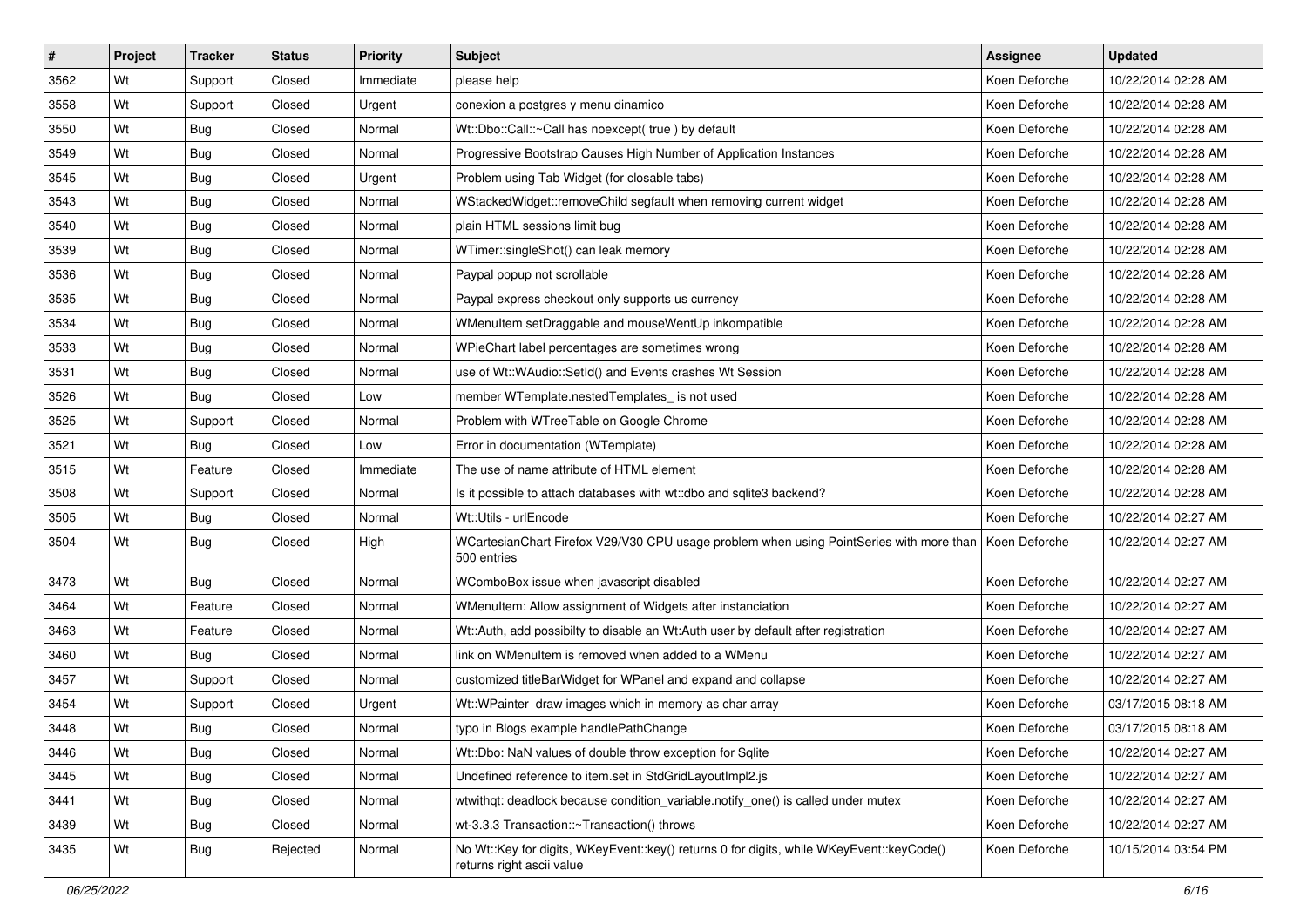| # | Project | Tracker | Status | Priority | Subject | Assignee | Updated |
| --- | --- | --- | --- | --- | --- | --- | --- |
| 3562 | Wt | Support | Closed | Immediate | please help | Koen Deforche | 10/22/2014 02:28 AM |
| 3558 | Wt | Support | Closed | Urgent | conexion a postgres y menu dinamico | Koen Deforche | 10/22/2014 02:28 AM |
| 3550 | Wt | Bug | Closed | Normal | Wt::Dbo::Call::~Call has noexcept( true ) by default | Koen Deforche | 10/22/2014 02:28 AM |
| 3549 | Wt | Bug | Closed | Normal | Progressive Bootstrap Causes High Number of Application Instances | Koen Deforche | 10/22/2014 02:28 AM |
| 3545 | Wt | Bug | Closed | Urgent | Problem using Tab Widget (for closable tabs) | Koen Deforche | 10/22/2014 02:28 AM |
| 3543 | Wt | Bug | Closed | Normal | WStackedWidget::removeChild segfault when removing current widget | Koen Deforche | 10/22/2014 02:28 AM |
| 3540 | Wt | Bug | Closed | Normal | plain HTML sessions limit bug | Koen Deforche | 10/22/2014 02:28 AM |
| 3539 | Wt | Bug | Closed | Normal | WTimer::singleShot() can leak memory | Koen Deforche | 10/22/2014 02:28 AM |
| 3536 | Wt | Bug | Closed | Normal | Paypal popup not scrollable | Koen Deforche | 10/22/2014 02:28 AM |
| 3535 | Wt | Bug | Closed | Normal | Paypal express checkout only supports us currency | Koen Deforche | 10/22/2014 02:28 AM |
| 3534 | Wt | Bug | Closed | Normal | WMenuItem setDraggable and mouseWentUp inkompatible | Koen Deforche | 10/22/2014 02:28 AM |
| 3533 | Wt | Bug | Closed | Normal | WPieChart label percentages are sometimes wrong | Koen Deforche | 10/22/2014 02:28 AM |
| 3531 | Wt | Bug | Closed | Normal | use of Wt::WAudio::SetId() and Events crashes Wt Session | Koen Deforche | 10/22/2014 02:28 AM |
| 3526 | Wt | Bug | Closed | Low | member WTemplate.nestedTemplates_ is not used | Koen Deforche | 10/22/2014 02:28 AM |
| 3525 | Wt | Support | Closed | Normal | Problem with WTreeTable on Google Chrome | Koen Deforche | 10/22/2014 02:28 AM |
| 3521 | Wt | Bug | Closed | Low | Error in documentation (WTemplate) | Koen Deforche | 10/22/2014 02:28 AM |
| 3515 | Wt | Feature | Closed | Immediate | The use of name attribute of HTML element | Koen Deforche | 10/22/2014 02:28 AM |
| 3508 | Wt | Support | Closed | Normal | Is it possible to attach databases with wt::dbo and sqlite3 backend? | Koen Deforche | 10/22/2014 02:28 AM |
| 3505 | Wt | Bug | Closed | Normal | Wt::Utils - urlEncode | Koen Deforche | 10/22/2014 02:27 AM |
| 3504 | Wt | Bug | Closed | High | WCartesianChart Firefox V29/V30 CPU usage problem when using PointSeries with more than 500 entries | Koen Deforche | 10/22/2014 02:27 AM |
| 3473 | Wt | Bug | Closed | Normal | WComboBox issue when javascript disabled | Koen Deforche | 10/22/2014 02:27 AM |
| 3464 | Wt | Feature | Closed | Normal | WMenuItem: Allow assignment of Widgets after instanciation | Koen Deforche | 10/22/2014 02:27 AM |
| 3463 | Wt | Feature | Closed | Normal | Wt::Auth, add possibilty to disable an Wt:Auth user by default after registration | Koen Deforche | 10/22/2014 02:27 AM |
| 3460 | Wt | Bug | Closed | Normal | link on WMenuItem is removed when added to a WMenu | Koen Deforche | 10/22/2014 02:27 AM |
| 3457 | Wt | Support | Closed | Normal | customized titleBarWidget for WPanel and expand and collapse | Koen Deforche | 10/22/2014 02:27 AM |
| 3454 | Wt | Support | Closed | Urgent | Wt::WPainter draw images which in memory as char array | Koen Deforche | 03/17/2015 08:18 AM |
| 3448 | Wt | Bug | Closed | Normal | typo in Blogs example handlePathChange | Koen Deforche | 03/17/2015 08:18 AM |
| 3446 | Wt | Bug | Closed | Normal | Wt::Dbo: NaN values of double throw exception for Sqlite | Koen Deforche | 10/22/2014 02:27 AM |
| 3445 | Wt | Bug | Closed | Normal | Undefined reference to item.set in StdGridLayoutImpl2.js | Koen Deforche | 10/22/2014 02:27 AM |
| 3441 | Wt | Bug | Closed | Normal | wtwithqt: deadlock because condition_variable.notify_one() is called under mutex | Koen Deforche | 10/22/2014 02:27 AM |
| 3439 | Wt | Bug | Closed | Normal | wt-3.3.3 Transaction::~Transaction() throws | Koen Deforche | 10/22/2014 02:27 AM |
| 3435 | Wt | Bug | Rejected | Normal | No Wt::Key for digits, WKeyEvent::key() returns 0 for digits, while WKeyEvent::keyCode() returns right ascii value | Koen Deforche | 10/15/2014 03:54 PM |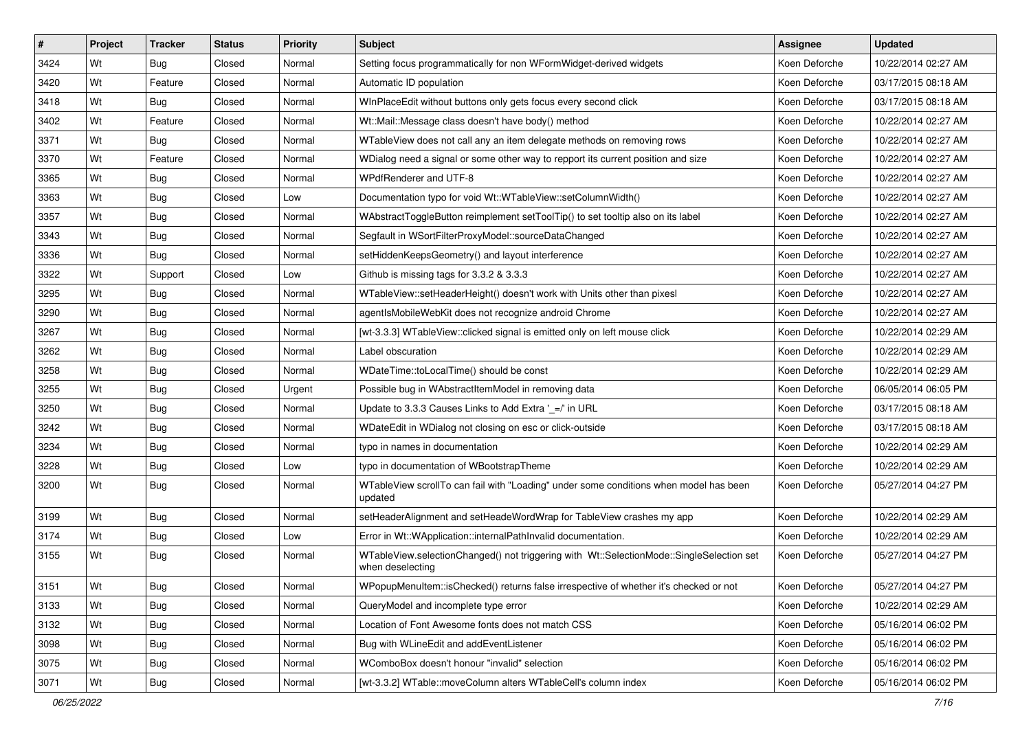| # | Project | Tracker | Status | Priority | Subject | Assignee | Updated |
|---|---|---|---|---|---|---|---|
| 3424 | Wt | Bug | Closed | Normal | Setting focus programmatically for non WFormWidget-derived widgets | Koen Deforche | 10/22/2014 02:27 AM |
| 3420 | Wt | Feature | Closed | Normal | Automatic ID population | Koen Deforche | 03/17/2015 08:18 AM |
| 3418 | Wt | Bug | Closed | Normal | WInPlaceEdit without buttons only gets focus every second click | Koen Deforche | 03/17/2015 08:18 AM |
| 3402 | Wt | Feature | Closed | Normal | Wt::Mail::Message class doesn't have body() method | Koen Deforche | 10/22/2014 02:27 AM |
| 3371 | Wt | Bug | Closed | Normal | WTableView does not call any an item delegate methods on removing rows | Koen Deforche | 10/22/2014 02:27 AM |
| 3370 | Wt | Feature | Closed | Normal | WDialog need a signal or some other way to repport its current position and size | Koen Deforche | 10/22/2014 02:27 AM |
| 3365 | Wt | Bug | Closed | Normal | WPdfRenderer and UTF-8 | Koen Deforche | 10/22/2014 02:27 AM |
| 3363 | Wt | Bug | Closed | Low | Documentation typo for void Wt::WTableView::setColumnWidth() | Koen Deforche | 10/22/2014 02:27 AM |
| 3357 | Wt | Bug | Closed | Normal | WAbstractToggleButton reimplement setToolTip() to set tooltip also on its label | Koen Deforche | 10/22/2014 02:27 AM |
| 3343 | Wt | Bug | Closed | Normal | Segfault in WSortFilterProxyModel::sourceDataChanged | Koen Deforche | 10/22/2014 02:27 AM |
| 3336 | Wt | Bug | Closed | Normal | setHiddenKeepsGeometry() and layout interference | Koen Deforche | 10/22/2014 02:27 AM |
| 3322 | Wt | Support | Closed | Low | Github is missing tags for 3.3.2 & 3.3.3 | Koen Deforche | 10/22/2014 02:27 AM |
| 3295 | Wt | Bug | Closed | Normal | WTableView::setHeaderHeight() doesn't work with Units other than pixesl | Koen Deforche | 10/22/2014 02:27 AM |
| 3290 | Wt | Bug | Closed | Normal | agentIsMobileWebKit does not recognize android Chrome | Koen Deforche | 10/22/2014 02:27 AM |
| 3267 | Wt | Bug | Closed | Normal | [wt-3.3.3] WTableView::clicked signal is emitted only on left mouse click | Koen Deforche | 10/22/2014 02:29 AM |
| 3262 | Wt | Bug | Closed | Normal | Label obscuration | Koen Deforche | 10/22/2014 02:29 AM |
| 3258 | Wt | Bug | Closed | Normal | WDateTime::toLocalTime() should be const | Koen Deforche | 10/22/2014 02:29 AM |
| 3255 | Wt | Bug | Closed | Urgent | Possible bug in WAbstractItemModel in removing data | Koen Deforche | 06/05/2014 06:05 PM |
| 3250 | Wt | Bug | Closed | Normal | Update to 3.3.3 Causes Links to Add Extra '_=/' in URL | Koen Deforche | 03/17/2015 08:18 AM |
| 3242 | Wt | Bug | Closed | Normal | WDateEdit in WDialog not closing on esc or click-outside | Koen Deforche | 03/17/2015 08:18 AM |
| 3234 | Wt | Bug | Closed | Normal | typo in names in documentation | Koen Deforche | 10/22/2014 02:29 AM |
| 3228 | Wt | Bug | Closed | Low | typo in documentation of WBootstrapTheme | Koen Deforche | 10/22/2014 02:29 AM |
| 3200 | Wt | Bug | Closed | Normal | WTableView scrollTo can fail with "Loading" under some conditions when model has been updated | Koen Deforche | 05/27/2014 04:27 PM |
| 3199 | Wt | Bug | Closed | Normal | setHeaderAlignment and setHeadeWordWrap for TableView crashes my app | Koen Deforche | 10/22/2014 02:29 AM |
| 3174 | Wt | Bug | Closed | Low | Error in Wt::WApplication::internalPathInvalid documentation. | Koen Deforche | 10/22/2014 02:29 AM |
| 3155 | Wt | Bug | Closed | Normal | WTableView.selectionChanged() not triggering with Wt::SelectionMode::SingleSelection set when deselecting | Koen Deforche | 05/27/2014 04:27 PM |
| 3151 | Wt | Bug | Closed | Normal | WPopupMenuItem::isChecked() returns false irrespective of whether it's checked or not | Koen Deforche | 05/27/2014 04:27 PM |
| 3133 | Wt | Bug | Closed | Normal | QueryModel and incomplete type error | Koen Deforche | 10/22/2014 02:29 AM |
| 3132 | Wt | Bug | Closed | Normal | Location of Font Awesome fonts does not match CSS | Koen Deforche | 05/16/2014 06:02 PM |
| 3098 | Wt | Bug | Closed | Normal | Bug with WLineEdit and addEventListener | Koen Deforche | 05/16/2014 06:02 PM |
| 3075 | Wt | Bug | Closed | Normal | WComboBox doesn't honour "invalid" selection | Koen Deforche | 05/16/2014 06:02 PM |
| 3071 | Wt | Bug | Closed | Normal | [wt-3.3.2] WTable::moveColumn alters WTableCell's column index | Koen Deforche | 05/16/2014 06:02 PM |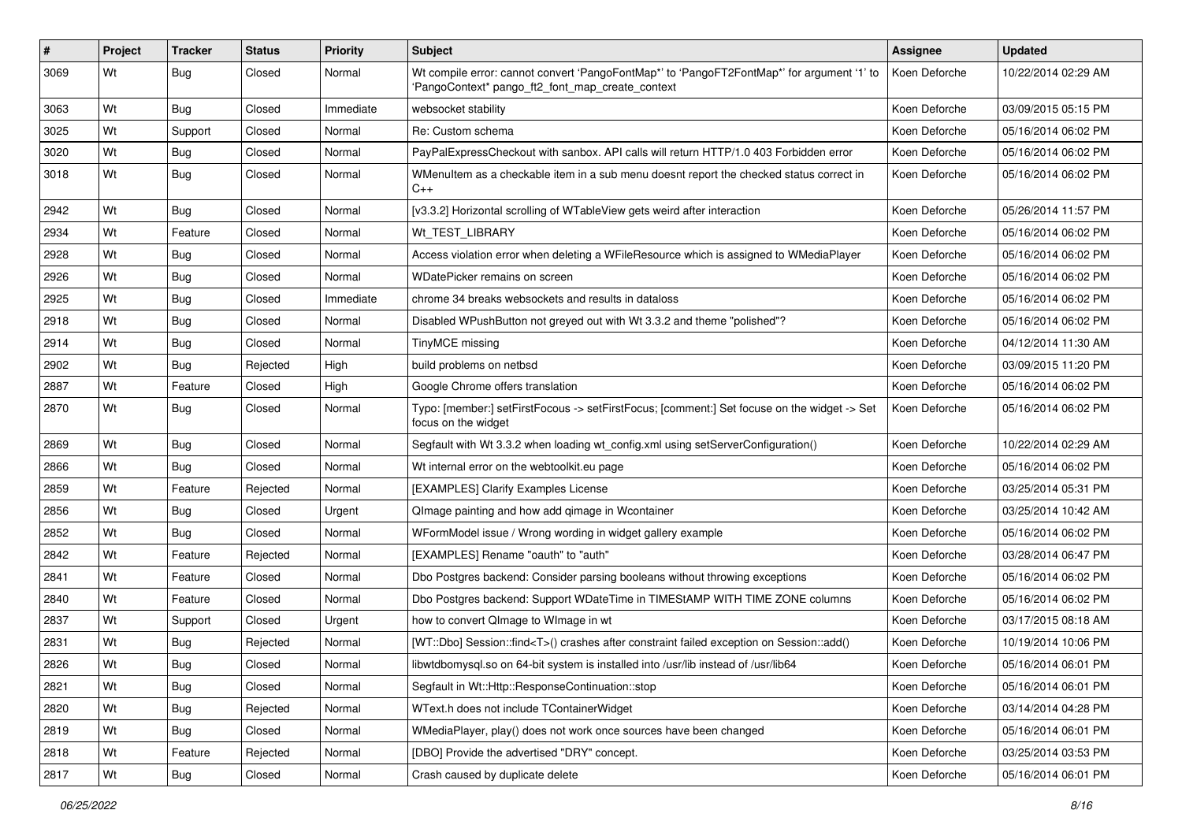| # | Project | Tracker | Status | Priority | Subject | Assignee | Updated |
|---|---|---|---|---|---|---|---|
| 3069 | Wt | Bug | Closed | Normal | Wt compile error: cannot convert 'PangoFontMap*' to 'PangoFT2FontMap*' for argument '1' to 'PangoContext* pango_ft2_font_map_create_context | Koen Deforche | 10/22/2014 02:29 AM |
| 3063 | Wt | Bug | Closed | Immediate | websocket stability | Koen Deforche | 03/09/2015 05:15 PM |
| 3025 | Wt | Support | Closed | Normal | Re: Custom schema | Koen Deforche | 05/16/2014 06:02 PM |
| 3020 | Wt | Bug | Closed | Normal | PayPalExpressCheckout with sanbox. API calls will return HTTP/1.0 403 Forbidden error | Koen Deforche | 05/16/2014 06:02 PM |
| 3018 | Wt | Bug | Closed | Normal | WMenuItem as a checkable item in a sub menu doesnt report the checked status correct in C++ | Koen Deforche | 05/16/2014 06:02 PM |
| 2942 | Wt | Bug | Closed | Normal | [v3.3.2] Horizontal scrolling of WTableView gets weird after interaction | Koen Deforche | 05/26/2014 11:57 PM |
| 2934 | Wt | Feature | Closed | Normal | Wt_TEST_LIBRARY | Koen Deforche | 05/16/2014 06:02 PM |
| 2928 | Wt | Bug | Closed | Normal | Access violation error when deleting a WFileResource which is assigned to WMediaPlayer | Koen Deforche | 05/16/2014 06:02 PM |
| 2926 | Wt | Bug | Closed | Normal | WDatePicker remains on screen | Koen Deforche | 05/16/2014 06:02 PM |
| 2925 | Wt | Bug | Closed | Immediate | chrome 34 breaks websockets and results in dataloss | Koen Deforche | 05/16/2014 06:02 PM |
| 2918 | Wt | Bug | Closed | Normal | Disabled WPushButton not greyed out with Wt 3.3.2 and theme "polished"? | Koen Deforche | 05/16/2014 06:02 PM |
| 2914 | Wt | Bug | Closed | Normal | TinyMCE missing | Koen Deforche | 04/12/2014 11:30 AM |
| 2902 | Wt | Bug | Rejected | High | build problems on netbsd | Koen Deforche | 03/09/2015 11:20 PM |
| 2887 | Wt | Feature | Closed | High | Google Chrome offers translation | Koen Deforche | 05/16/2014 06:02 PM |
| 2870 | Wt | Bug | Closed | Normal | Typo: [member:] setFirstFocous -> setFirstFocus; [comment:] Set focuse on the widget -> Set focus on the widget | Koen Deforche | 05/16/2014 06:02 PM |
| 2869 | Wt | Bug | Closed | Normal | Segfault with Wt 3.3.2 when loading wt_config.xml using setServerConfiguration() | Koen Deforche | 10/22/2014 02:29 AM |
| 2866 | Wt | Bug | Closed | Normal | Wt internal error on the webtoolkit.eu page | Koen Deforche | 05/16/2014 06:02 PM |
| 2859 | Wt | Feature | Rejected | Normal | [EXAMPLES] Clarify Examples License | Koen Deforche | 03/25/2014 05:31 PM |
| 2856 | Wt | Bug | Closed | Urgent | QImage painting and how add qimage in Wcontainer | Koen Deforche | 03/25/2014 10:42 AM |
| 2852 | Wt | Bug | Closed | Normal | WFormModel issue / Wrong wording in widget gallery example | Koen Deforche | 05/16/2014 06:02 PM |
| 2842 | Wt | Feature | Rejected | Normal | [EXAMPLES] Rename "oauth" to "auth" | Koen Deforche | 03/28/2014 06:47 PM |
| 2841 | Wt | Feature | Closed | Normal | Dbo Postgres backend: Consider parsing booleans without throwing exceptions | Koen Deforche | 05/16/2014 06:02 PM |
| 2840 | Wt | Feature | Closed | Normal | Dbo Postgres backend: Support WDateTime in TIMEStAMP WITH TIME ZONE columns | Koen Deforche | 05/16/2014 06:02 PM |
| 2837 | Wt | Support | Closed | Urgent | how to convert QImage to WImage in wt | Koen Deforche | 03/17/2015 08:18 AM |
| 2831 | Wt | Bug | Rejected | Normal | [WT::Dbo] Session::find<T>() crashes after constraint failed exception on Session::add() | Koen Deforche | 10/19/2014 10:06 PM |
| 2826 | Wt | Bug | Closed | Normal | libwtdbomysql.so on 64-bit system is installed into /usr/lib instead of /usr/lib64 | Koen Deforche | 05/16/2014 06:01 PM |
| 2821 | Wt | Bug | Closed | Normal | Segfault in Wt::Http::ResponseContinuation::stop | Koen Deforche | 05/16/2014 06:01 PM |
| 2820 | Wt | Bug | Rejected | Normal | WText.h does not include TContainerWidget | Koen Deforche | 03/14/2014 04:28 PM |
| 2819 | Wt | Bug | Closed | Normal | WMediaPlayer, play() does not work once sources have been changed | Koen Deforche | 05/16/2014 06:01 PM |
| 2818 | Wt | Feature | Rejected | Normal | [DBO] Provide the advertised "DRY" concept. | Koen Deforche | 03/25/2014 03:53 PM |
| 2817 | Wt | Bug | Closed | Normal | Crash caused by duplicate delete | Koen Deforche | 05/16/2014 06:01 PM |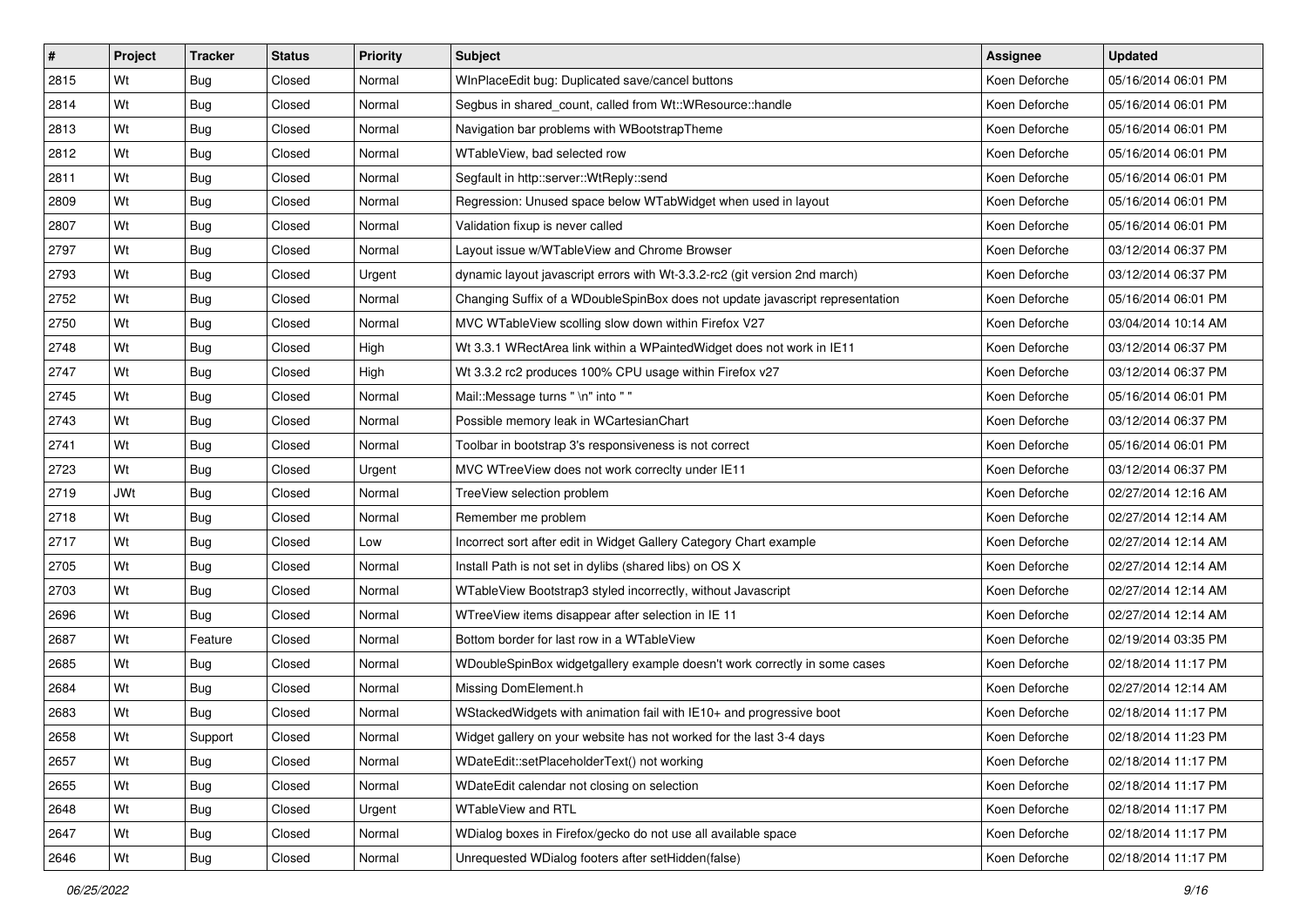| # | Project | Tracker | Status | Priority | Subject | Assignee | Updated |
|---|---|---|---|---|---|---|---|
| 2815 | Wt | Bug | Closed | Normal | WInPlaceEdit bug: Duplicated save/cancel buttons | Koen Deforche | 05/16/2014 06:01 PM |
| 2814 | Wt | Bug | Closed | Normal | Segbus in shared_count, called from Wt::WResource::handle | Koen Deforche | 05/16/2014 06:01 PM |
| 2813 | Wt | Bug | Closed | Normal | Navigation bar problems with WBootstrapTheme | Koen Deforche | 05/16/2014 06:01 PM |
| 2812 | Wt | Bug | Closed | Normal | WTableView, bad selected row | Koen Deforche | 05/16/2014 06:01 PM |
| 2811 | Wt | Bug | Closed | Normal | Segfault in http::server::WtReply::send | Koen Deforche | 05/16/2014 06:01 PM |
| 2809 | Wt | Bug | Closed | Normal | Regression: Unused space below WTabWidget when used in layout | Koen Deforche | 05/16/2014 06:01 PM |
| 2807 | Wt | Bug | Closed | Normal | Validation fixup is never called | Koen Deforche | 05/16/2014 06:01 PM |
| 2797 | Wt | Bug | Closed | Normal | Layout issue w/WTableView and Chrome Browser | Koen Deforche | 03/12/2014 06:37 PM |
| 2793 | Wt | Bug | Closed | Urgent | dynamic layout javascript errors with Wt-3.3.2-rc2 (git version 2nd march) | Koen Deforche | 03/12/2014 06:37 PM |
| 2752 | Wt | Bug | Closed | Normal | Changing Suffix of a WDoubleSpinBox does not update javascript representation | Koen Deforche | 05/16/2014 06:01 PM |
| 2750 | Wt | Bug | Closed | Normal | MVC WTableView scolling slow down within Firefox V27 | Koen Deforche | 03/04/2014 10:14 AM |
| 2748 | Wt | Bug | Closed | High | Wt 3.3.1 WRectArea link within a WPaintedWidget does not work in IE11 | Koen Deforche | 03/12/2014 06:37 PM |
| 2747 | Wt | Bug | Closed | High | Wt 3.3.2 rc2 produces 100% CPU usage within Firefox v27 | Koen Deforche | 03/12/2014 06:37 PM |
| 2745 | Wt | Bug | Closed | Normal | Mail::Message turns " \n" into " " | Koen Deforche | 05/16/2014 06:01 PM |
| 2743 | Wt | Bug | Closed | Normal | Possible memory leak in WCartesianChart | Koen Deforche | 03/12/2014 06:37 PM |
| 2741 | Wt | Bug | Closed | Normal | Toolbar in bootstrap 3's responsiveness is not correct | Koen Deforche | 05/16/2014 06:01 PM |
| 2723 | Wt | Bug | Closed | Urgent | MVC WTreeView does not work correclty under IE11 | Koen Deforche | 03/12/2014 06:37 PM |
| 2719 | JWt | Bug | Closed | Normal | TreeView selection problem | Koen Deforche | 02/27/2014 12:16 AM |
| 2718 | Wt | Bug | Closed | Normal | Remember me problem | Koen Deforche | 02/27/2014 12:14 AM |
| 2717 | Wt | Bug | Closed | Low | Incorrect sort after edit in Widget Gallery Category Chart example | Koen Deforche | 02/27/2014 12:14 AM |
| 2705 | Wt | Bug | Closed | Normal | Install Path is not set in dylibs (shared libs) on OS X | Koen Deforche | 02/27/2014 12:14 AM |
| 2703 | Wt | Bug | Closed | Normal | WTableView Bootstrap3 styled incorrectly, without Javascript | Koen Deforche | 02/27/2014 12:14 AM |
| 2696 | Wt | Bug | Closed | Normal | WTreeView items disappear after selection in IE 11 | Koen Deforche | 02/27/2014 12:14 AM |
| 2687 | Wt | Feature | Closed | Normal | Bottom border for last row in a WTableView | Koen Deforche | 02/19/2014 03:35 PM |
| 2685 | Wt | Bug | Closed | Normal | WDoubleSpinBox widgetgallery example doesn't work correctly in some cases | Koen Deforche | 02/18/2014 11:17 PM |
| 2684 | Wt | Bug | Closed | Normal | Missing DomElement.h | Koen Deforche | 02/27/2014 12:14 AM |
| 2683 | Wt | Bug | Closed | Normal | WStackedWidgets with animation fail with IE10+ and progressive boot | Koen Deforche | 02/18/2014 11:17 PM |
| 2658 | Wt | Support | Closed | Normal | Widget gallery on your website has not worked for the last 3-4 days | Koen Deforche | 02/18/2014 11:23 PM |
| 2657 | Wt | Bug | Closed | Normal | WDateEdit::setPlaceholderText() not working | Koen Deforche | 02/18/2014 11:17 PM |
| 2655 | Wt | Bug | Closed | Normal | WDateEdit calendar not closing on selection | Koen Deforche | 02/18/2014 11:17 PM |
| 2648 | Wt | Bug | Closed | Urgent | WTableView and RTL | Koen Deforche | 02/18/2014 11:17 PM |
| 2647 | Wt | Bug | Closed | Normal | WDialog boxes in Firefox/gecko do not use all available space | Koen Deforche | 02/18/2014 11:17 PM |
| 2646 | Wt | Bug | Closed | Normal | Unrequested WDialog footers after setHidden(false) | Koen Deforche | 02/18/2014 11:17 PM |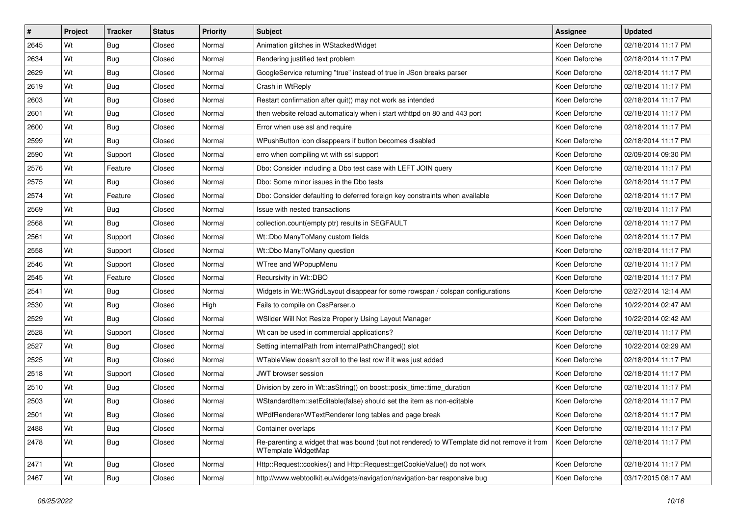| # | Project | Tracker | Status | Priority | Subject | Assignee | Updated |
|---|---|---|---|---|---|---|---|
| 2645 | Wt | Bug | Closed | Normal | Animation glitches in WStackedWidget | Koen Deforche | 02/18/2014 11:17 PM |
| 2634 | Wt | Bug | Closed | Normal | Rendering justified text problem | Koen Deforche | 02/18/2014 11:17 PM |
| 2629 | Wt | Bug | Closed | Normal | GoogleService returning "true" instead of true in JSon breaks parser | Koen Deforche | 02/18/2014 11:17 PM |
| 2619 | Wt | Bug | Closed | Normal | Crash in WtReply | Koen Deforche | 02/18/2014 11:17 PM |
| 2603 | Wt | Bug | Closed | Normal | Restart confirmation after quit() may not work as intended | Koen Deforche | 02/18/2014 11:17 PM |
| 2601 | Wt | Bug | Closed | Normal | then website reload automaticaly when i start wthttpd on 80 and 443 port | Koen Deforche | 02/18/2014 11:17 PM |
| 2600 | Wt | Bug | Closed | Normal | Error when use ssl and require | Koen Deforche | 02/18/2014 11:17 PM |
| 2599 | Wt | Bug | Closed | Normal | WPushButton icon disappears if button becomes disabled | Koen Deforche | 02/18/2014 11:17 PM |
| 2590 | Wt | Support | Closed | Normal | erro when compiling wt with ssl support | Koen Deforche | 02/09/2014 09:30 PM |
| 2576 | Wt | Feature | Closed | Normal | Dbo: Consider including a Dbo test case with LEFT JOIN query | Koen Deforche | 02/18/2014 11:17 PM |
| 2575 | Wt | Bug | Closed | Normal | Dbo: Some minor issues in the Dbo tests | Koen Deforche | 02/18/2014 11:17 PM |
| 2574 | Wt | Feature | Closed | Normal | Dbo: Consider defaulting to deferred foreign key constraints when available | Koen Deforche | 02/18/2014 11:17 PM |
| 2569 | Wt | Bug | Closed | Normal | Issue with nested transactions | Koen Deforche | 02/18/2014 11:17 PM |
| 2568 | Wt | Bug | Closed | Normal | collection.count(empty ptr) results in SEGFAULT | Koen Deforche | 02/18/2014 11:17 PM |
| 2561 | Wt | Support | Closed | Normal | Wt::Dbo ManyToMany custom fields | Koen Deforche | 02/18/2014 11:17 PM |
| 2558 | Wt | Support | Closed | Normal | Wt::Dbo ManyToMany question | Koen Deforche | 02/18/2014 11:17 PM |
| 2546 | Wt | Support | Closed | Normal | WTree and WPopupMenu | Koen Deforche | 02/18/2014 11:17 PM |
| 2545 | Wt | Feature | Closed | Normal | Recursivity in Wt::DBO | Koen Deforche | 02/18/2014 11:17 PM |
| 2541 | Wt | Bug | Closed | Normal | Widgets in Wt::WGridLayout disappear for some rowspan / colspan configurations | Koen Deforche | 02/27/2014 12:14 AM |
| 2530 | Wt | Bug | Closed | High | Fails to compile on CssParser.o | Koen Deforche | 10/22/2014 02:47 AM |
| 2529 | Wt | Bug | Closed | Normal | WSlider Will Not Resize Properly Using Layout Manager | Koen Deforche | 10/22/2014 02:42 AM |
| 2528 | Wt | Support | Closed | Normal | Wt can be used in commercial applications? | Koen Deforche | 02/18/2014 11:17 PM |
| 2527 | Wt | Bug | Closed | Normal | Setting internalPath from internalPathChanged() slot | Koen Deforche | 10/22/2014 02:29 AM |
| 2525 | Wt | Bug | Closed | Normal | WTableView doesn't scroll to the last row if it was just added | Koen Deforche | 02/18/2014 11:17 PM |
| 2518 | Wt | Support | Closed | Normal | JWT browser session | Koen Deforche | 02/18/2014 11:17 PM |
| 2510 | Wt | Bug | Closed | Normal | Division by zero in Wt::asString() on boost::posix_time::time_duration | Koen Deforche | 02/18/2014 11:17 PM |
| 2503 | Wt | Bug | Closed | Normal | WStandardItem::setEditable(false) should set the item as non-editable | Koen Deforche | 02/18/2014 11:17 PM |
| 2501 | Wt | Bug | Closed | Normal | WPdfRenderer/WTextRenderer long tables and page break | Koen Deforche | 02/18/2014 11:17 PM |
| 2488 | Wt | Bug | Closed | Normal | Container overlaps | Koen Deforche | 02/18/2014 11:17 PM |
| 2478 | Wt | Bug | Closed | Normal | Re-parenting a widget that was bound (but not rendered) to WTemplate did not remove it from WTemplate WidgetMap | Koen Deforche | 02/18/2014 11:17 PM |
| 2471 | Wt | Bug | Closed | Normal | Http::Request::cookies() and Http::Request::getCookieValue() do not work | Koen Deforche | 02/18/2014 11:17 PM |
| 2467 | Wt | Bug | Closed | Normal | http://www.webtoolkit.eu/widgets/navigation/navigation-bar responsive bug | Koen Deforche | 03/17/2015 08:17 AM |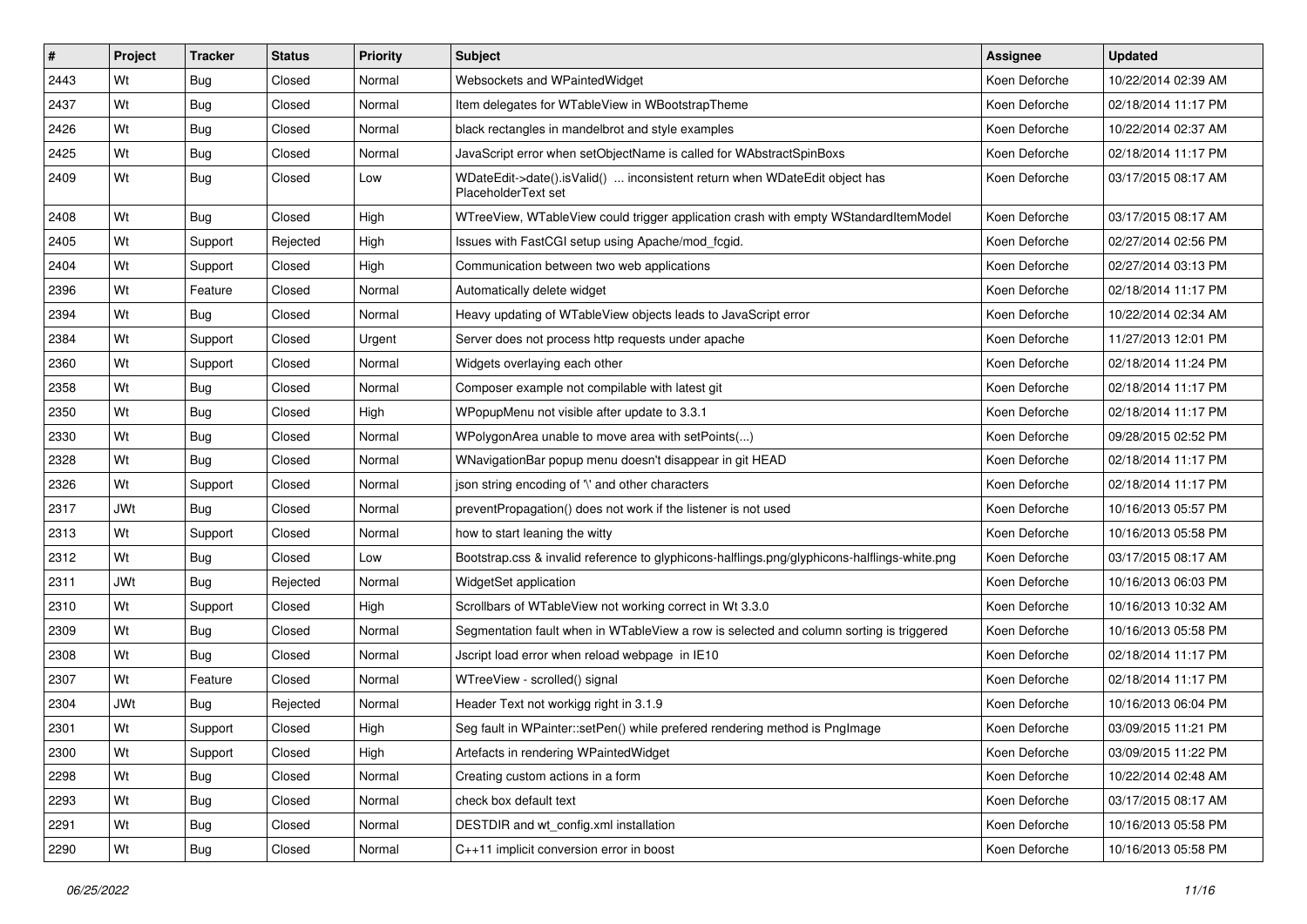| # | Project | Tracker | Status | Priority | Subject | Assignee | Updated |
|---|---|---|---|---|---|---|---|
| 2443 | Wt | Bug | Closed | Normal | Websockets and WPaintedWidget | Koen Deforche | 10/22/2014 02:39 AM |
| 2437 | Wt | Bug | Closed | Normal | Item delegates for WTableView in WBootstrapTheme | Koen Deforche | 02/18/2014 11:17 PM |
| 2426 | Wt | Bug | Closed | Normal | black rectangles in mandelbrot and style examples | Koen Deforche | 10/22/2014 02:37 AM |
| 2425 | Wt | Bug | Closed | Normal | JavaScript error when setObjectName is called for WAbstractSpinBoxs | Koen Deforche | 02/18/2014 11:17 PM |
| 2409 | Wt | Bug | Closed | Low | WDateEdit->date().isValid() ... inconsistent return when WDateEdit object has PlaceholderText set | Koen Deforche | 03/17/2015 08:17 AM |
| 2408 | Wt | Bug | Closed | High | WTreeView, WTableView could trigger application crash with empty WStandardItemModel | Koen Deforche | 03/17/2015 08:17 AM |
| 2405 | Wt | Support | Rejected | High | Issues with FastCGI setup using Apache/mod_fcgid. | Koen Deforche | 02/27/2014 02:56 PM |
| 2404 | Wt | Support | Closed | High | Communication between two web applications | Koen Deforche | 02/27/2014 03:13 PM |
| 2396 | Wt | Feature | Closed | Normal | Automatically delete widget | Koen Deforche | 02/18/2014 11:17 PM |
| 2394 | Wt | Bug | Closed | Normal | Heavy updating of WTableView objects leads to JavaScript error | Koen Deforche | 10/22/2014 02:34 AM |
| 2384 | Wt | Support | Closed | Urgent | Server does not process http requests under apache | Koen Deforche | 11/27/2013 12:01 PM |
| 2360 | Wt | Support | Closed | Normal | Widgets overlaying each other | Koen Deforche | 02/18/2014 11:24 PM |
| 2358 | Wt | Bug | Closed | Normal | Composer example not compilable with latest git | Koen Deforche | 02/18/2014 11:17 PM |
| 2350 | Wt | Bug | Closed | High | WPopupMenu not visible after update to 3.3.1 | Koen Deforche | 02/18/2014 11:17 PM |
| 2330 | Wt | Bug | Closed | Normal | WPolygonArea unable to move area with setPoints(...) | Koen Deforche | 09/28/2015 02:52 PM |
| 2328 | Wt | Bug | Closed | Normal | WNavigationBar popup menu doesn't disappear in git HEAD | Koen Deforche | 02/18/2014 11:17 PM |
| 2326 | Wt | Support | Closed | Normal | json string encoding of '\' and other characters | Koen Deforche | 02/18/2014 11:17 PM |
| 2317 | JWt | Bug | Closed | Normal | preventPropagation() does not work if the listener is not used | Koen Deforche | 10/16/2013 05:57 PM |
| 2313 | Wt | Support | Closed | Normal | how to start leaning the witty | Koen Deforche | 10/16/2013 05:58 PM |
| 2312 | Wt | Bug | Closed | Low | Bootstrap.css & invalid reference to glyphicons-halflings.png/glyphicons-halflings-white.png | Koen Deforche | 03/17/2015 08:17 AM |
| 2311 | JWt | Bug | Rejected | Normal | WidgetSet application | Koen Deforche | 10/16/2013 06:03 PM |
| 2310 | Wt | Support | Closed | High | Scrollbars of WTableView not working correct in Wt 3.3.0 | Koen Deforche | 10/16/2013 10:32 AM |
| 2309 | Wt | Bug | Closed | Normal | Segmentation fault when in WTableView a row is selected and column sorting is triggered | Koen Deforche | 10/16/2013 05:58 PM |
| 2308 | Wt | Bug | Closed | Normal | Jscript load error when reload webpage in IE10 | Koen Deforche | 02/18/2014 11:17 PM |
| 2307 | Wt | Feature | Closed | Normal | WTreeView - scrolled() signal | Koen Deforche | 02/18/2014 11:17 PM |
| 2304 | JWt | Bug | Rejected | Normal | Header Text not workigg right in 3.1.9 | Koen Deforche | 10/16/2013 06:04 PM |
| 2301 | Wt | Support | Closed | High | Seg fault in WPainter::setPen() while prefered rendering method is PngImage | Koen Deforche | 03/09/2015 11:21 PM |
| 2300 | Wt | Support | Closed | High | Artefacts in rendering WPaintedWidget | Koen Deforche | 03/09/2015 11:22 PM |
| 2298 | Wt | Bug | Closed | Normal | Creating custom actions in a form | Koen Deforche | 10/22/2014 02:48 AM |
| 2293 | Wt | Bug | Closed | Normal | check box default text | Koen Deforche | 03/17/2015 08:17 AM |
| 2291 | Wt | Bug | Closed | Normal | DESTDIR and wt_config.xml installation | Koen Deforche | 10/16/2013 05:58 PM |
| 2290 | Wt | Bug | Closed | Normal | C++11 implicit conversion error in boost | Koen Deforche | 10/16/2013 05:58 PM |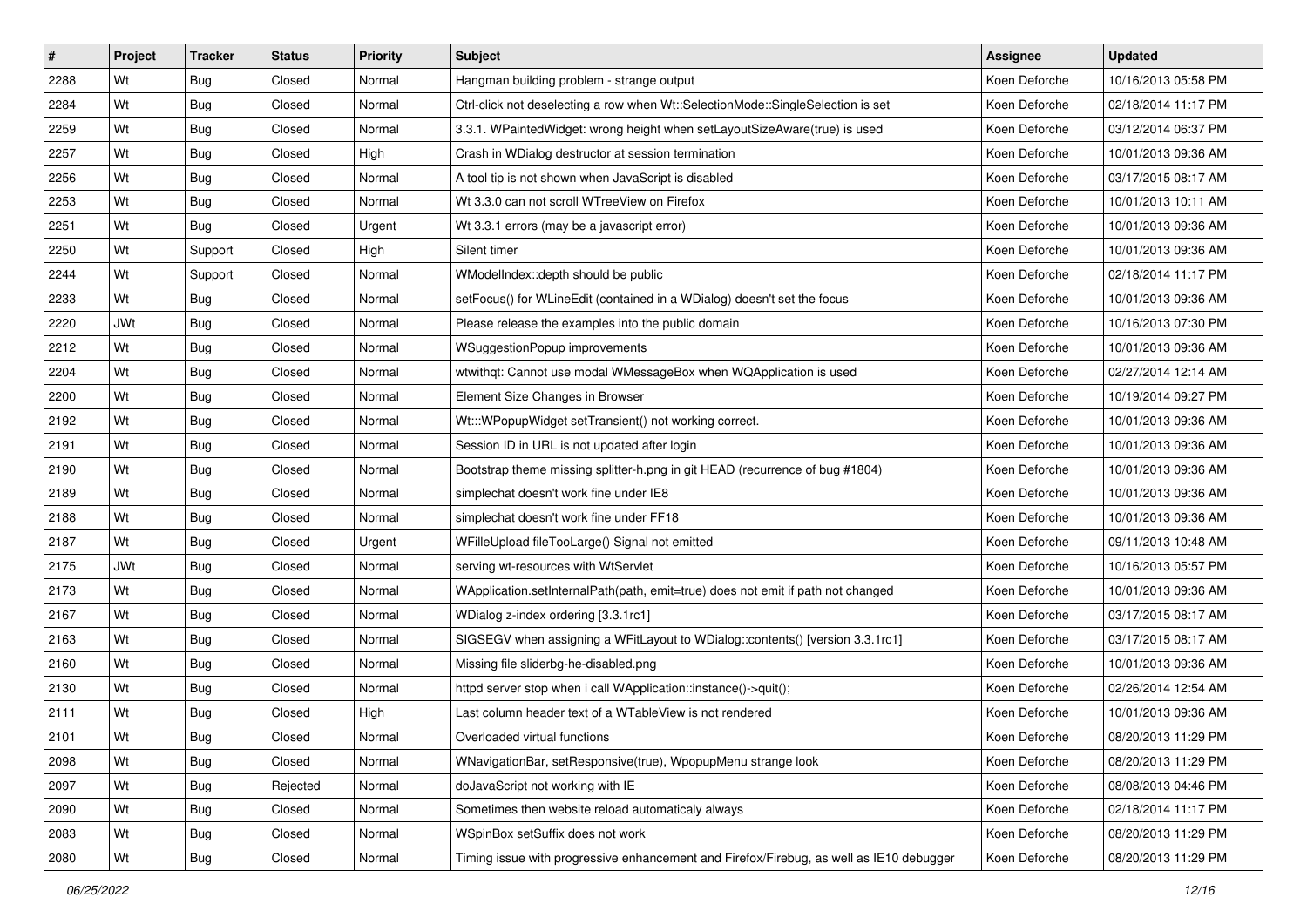| # | Project | Tracker | Status | Priority | Subject | Assignee | Updated |
|---|---|---|---|---|---|---|---|
| 2288 | Wt | Bug | Closed | Normal | Hangman building problem - strange output | Koen Deforche | 10/16/2013 05:58 PM |
| 2284 | Wt | Bug | Closed | Normal | Ctrl-click not deselecting a row when Wt::SelectionMode::SingleSelection is set | Koen Deforche | 02/18/2014 11:17 PM |
| 2259 | Wt | Bug | Closed | Normal | 3.3.1. WPaintedWidget: wrong height when setLayoutSizeAware(true) is used | Koen Deforche | 03/12/2014 06:37 PM |
| 2257 | Wt | Bug | Closed | High | Crash in WDialog destructor at session termination | Koen Deforche | 10/01/2013 09:36 AM |
| 2256 | Wt | Bug | Closed | Normal | A tool tip is not shown when JavaScript is disabled | Koen Deforche | 03/17/2015 08:17 AM |
| 2253 | Wt | Bug | Closed | Normal | Wt 3.3.0 can not scroll WTreeView on Firefox | Koen Deforche | 10/01/2013 10:11 AM |
| 2251 | Wt | Bug | Closed | Urgent | Wt 3.3.1 errors (may be a javascript error) | Koen Deforche | 10/01/2013 09:36 AM |
| 2250 | Wt | Support | Closed | High | Silent timer | Koen Deforche | 10/01/2013 09:36 AM |
| 2244 | Wt | Support | Closed | Normal | WModelIndex::depth should be public | Koen Deforche | 02/18/2014 11:17 PM |
| 2233 | Wt | Bug | Closed | Normal | setFocus() for WLineEdit (contained in a WDialog) doesn't set the focus | Koen Deforche | 10/01/2013 09:36 AM |
| 2220 | JWt | Bug | Closed | Normal | Please release the examples into the public domain | Koen Deforche | 10/16/2013 07:30 PM |
| 2212 | Wt | Bug | Closed | Normal | WSuggestionPopup improvements | Koen Deforche | 10/01/2013 09:36 AM |
| 2204 | Wt | Bug | Closed | Normal | wtwithqt: Cannot use modal WMessageBox when WQApplication is used | Koen Deforche | 02/27/2014 12:14 AM |
| 2200 | Wt | Bug | Closed | Normal | Element Size Changes in Browser | Koen Deforche | 10/19/2014 09:27 PM |
| 2192 | Wt | Bug | Closed | Normal | Wt:::WPopupWidget setTransient() not working correct. | Koen Deforche | 10/01/2013 09:36 AM |
| 2191 | Wt | Bug | Closed | Normal | Session ID in URL is not updated after login | Koen Deforche | 10/01/2013 09:36 AM |
| 2190 | Wt | Bug | Closed | Normal | Bootstrap theme missing splitter-h.png in git HEAD (recurrence of bug #1804) | Koen Deforche | 10/01/2013 09:36 AM |
| 2189 | Wt | Bug | Closed | Normal | simplechat doesn't work fine under IE8 | Koen Deforche | 10/01/2013 09:36 AM |
| 2188 | Wt | Bug | Closed | Normal | simplechat doesn't work fine under FF18 | Koen Deforche | 10/01/2013 09:36 AM |
| 2187 | Wt | Bug | Closed | Urgent | WFilleUpload fileTooLarge() Signal not emitted | Koen Deforche | 09/11/2013 10:48 AM |
| 2175 | JWt | Bug | Closed | Normal | serving wt-resources with WtServlet | Koen Deforche | 10/16/2013 05:57 PM |
| 2173 | Wt | Bug | Closed | Normal | WApplication.setInternalPath(path, emit=true) does not emit if path not changed | Koen Deforche | 10/01/2013 09:36 AM |
| 2167 | Wt | Bug | Closed | Normal | WDialog z-index ordering [3.3.1rc1] | Koen Deforche | 03/17/2015 08:17 AM |
| 2163 | Wt | Bug | Closed | Normal | SIGSEGV when assigning a WFitLayout to WDialog::contents() [version 3.3.1rc1] | Koen Deforche | 03/17/2015 08:17 AM |
| 2160 | Wt | Bug | Closed | Normal | Missing file sliderbg-he-disabled.png | Koen Deforche | 10/01/2013 09:36 AM |
| 2130 | Wt | Bug | Closed | Normal | httpd server stop when i call WApplication::instance()->quit(); | Koen Deforche | 02/26/2014 12:54 AM |
| 2111 | Wt | Bug | Closed | High | Last column header text of a WTableView is not rendered | Koen Deforche | 10/01/2013 09:36 AM |
| 2101 | Wt | Bug | Closed | Normal | Overloaded virtual functions | Koen Deforche | 08/20/2013 11:29 PM |
| 2098 | Wt | Bug | Closed | Normal | WNavigationBar, setResponsive(true), WpopupMenu strange look | Koen Deforche | 08/20/2013 11:29 PM |
| 2097 | Wt | Bug | Rejected | Normal | doJavaScript not working with IE | Koen Deforche | 08/08/2013 04:46 PM |
| 2090 | Wt | Bug | Closed | Normal | Sometimes then website reload automaticaly always | Koen Deforche | 02/18/2014 11:17 PM |
| 2083 | Wt | Bug | Closed | Normal | WSpinBox setSuffix does not work | Koen Deforche | 08/20/2013 11:29 PM |
| 2080 | Wt | Bug | Closed | Normal | Timing issue with progressive enhancement and Firefox/Firebug, as well as IE10 debugger | Koen Deforche | 08/20/2013 11:29 PM |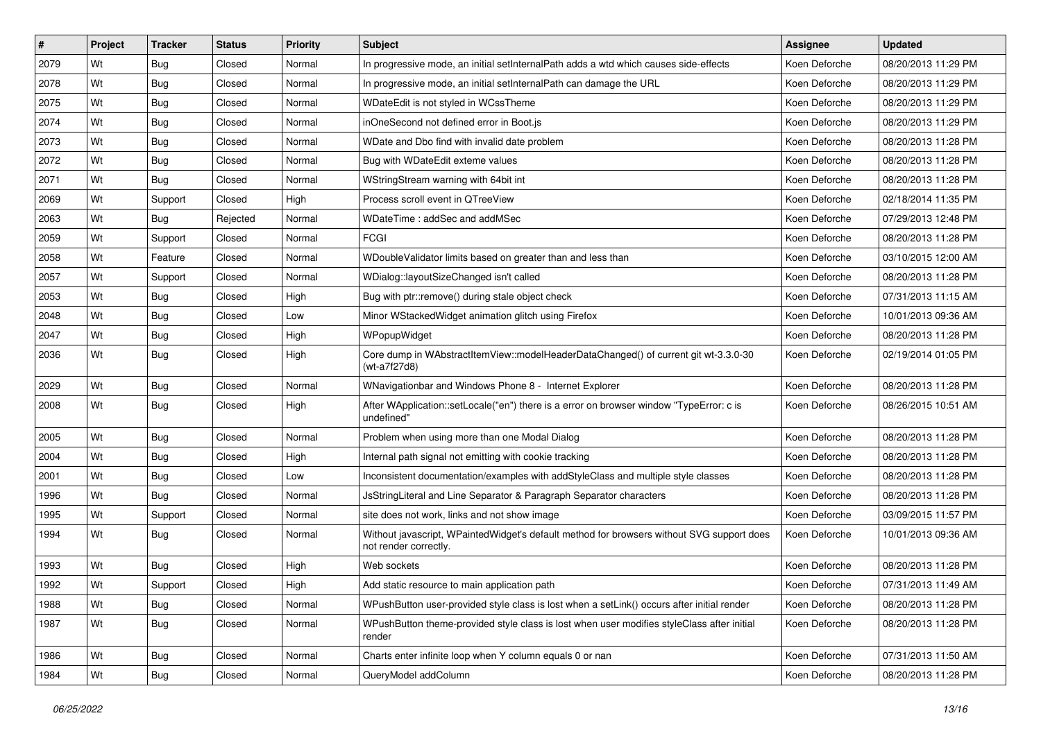| # | Project | Tracker | Status | Priority | Subject | Assignee | Updated |
|---|---|---|---|---|---|---|---|
| 2079 | Wt | Bug | Closed | Normal | In progressive mode, an initial setInternalPath adds a wtd which causes side-effects | Koen Deforche | 08/20/2013 11:29 PM |
| 2078 | Wt | Bug | Closed | Normal | In progressive mode, an initial setInternalPath can damage the URL | Koen Deforche | 08/20/2013 11:29 PM |
| 2075 | Wt | Bug | Closed | Normal | WDateEdit is not styled in WCssTheme | Koen Deforche | 08/20/2013 11:29 PM |
| 2074 | Wt | Bug | Closed | Normal | inOneSecond not defined error in Boot.js | Koen Deforche | 08/20/2013 11:29 PM |
| 2073 | Wt | Bug | Closed | Normal | WDate and Dbo find with invalid date problem | Koen Deforche | 08/20/2013 11:28 PM |
| 2072 | Wt | Bug | Closed | Normal | Bug with WDateEdit exteme values | Koen Deforche | 08/20/2013 11:28 PM |
| 2071 | Wt | Bug | Closed | Normal | WStringStream warning with 64bit int | Koen Deforche | 08/20/2013 11:28 PM |
| 2069 | Wt | Support | Closed | High | Process scroll event in QTreeView | Koen Deforche | 02/18/2014 11:35 PM |
| 2063 | Wt | Bug | Rejected | Normal | WDateTime : addSec and addMSec | Koen Deforche | 07/29/2013 12:48 PM |
| 2059 | Wt | Support | Closed | Normal | FCGI | Koen Deforche | 08/20/2013 11:28 PM |
| 2058 | Wt | Feature | Closed | Normal | WDoubleValidator limits based on greater than and less than | Koen Deforche | 03/10/2015 12:00 AM |
| 2057 | Wt | Support | Closed | Normal | WDialog::layoutSizeChanged isn't called | Koen Deforche | 08/20/2013 11:28 PM |
| 2053 | Wt | Bug | Closed | High | Bug with ptr::remove() during stale object check | Koen Deforche | 07/31/2013 11:15 AM |
| 2048 | Wt | Bug | Closed | Low | Minor WStackedWidget animation glitch using Firefox | Koen Deforche | 10/01/2013 09:36 AM |
| 2047 | Wt | Bug | Closed | High | WPopupWidget | Koen Deforche | 08/20/2013 11:28 PM |
| 2036 | Wt | Bug | Closed | High | Core dump in WAbstractItemView::modelHeaderDataChanged() of current git wt-3.3.0-30 (wt-a7f27d8) | Koen Deforche | 02/19/2014 01:05 PM |
| 2029 | Wt | Bug | Closed | Normal | WNavigationbar and Windows Phone 8 - Internet Explorer | Koen Deforche | 08/20/2013 11:28 PM |
| 2008 | Wt | Bug | Closed | High | After WApplication::setLocale("en") there is a error on browser window "TypeError: c is undefined" | Koen Deforche | 08/26/2015 10:51 AM |
| 2005 | Wt | Bug | Closed | Normal | Problem when using more than one Modal Dialog | Koen Deforche | 08/20/2013 11:28 PM |
| 2004 | Wt | Bug | Closed | High | Internal path signal not emitting with cookie tracking | Koen Deforche | 08/20/2013 11:28 PM |
| 2001 | Wt | Bug | Closed | Low | Inconsistent documentation/examples with addStyleClass and multiple style classes | Koen Deforche | 08/20/2013 11:28 PM |
| 1996 | Wt | Bug | Closed | Normal | JsStringLiteral and Line Separator & Paragraph Separator characters | Koen Deforche | 08/20/2013 11:28 PM |
| 1995 | Wt | Support | Closed | Normal | site does not work, links and not show image | Koen Deforche | 03/09/2015 11:57 PM |
| 1994 | Wt | Bug | Closed | Normal | Without javascript, WPaintedWidget's default method for browsers without SVG support does not render correctly. | Koen Deforche | 10/01/2013 09:36 AM |
| 1993 | Wt | Bug | Closed | High | Web sockets | Koen Deforche | 08/20/2013 11:28 PM |
| 1992 | Wt | Support | Closed | High | Add static resource to main application path | Koen Deforche | 07/31/2013 11:49 AM |
| 1988 | Wt | Bug | Closed | Normal | WPushButton user-provided style class is lost when a setLink() occurs after initial render | Koen Deforche | 08/20/2013 11:28 PM |
| 1987 | Wt | Bug | Closed | Normal | WPushButton theme-provided style class is lost when user modifies styleClass after initial render | Koen Deforche | 08/20/2013 11:28 PM |
| 1986 | Wt | Bug | Closed | Normal | Charts enter infinite loop when Y column equals 0 or nan | Koen Deforche | 07/31/2013 11:50 AM |
| 1984 | Wt | Bug | Closed | Normal | QueryModel addColumn | Koen Deforche | 08/20/2013 11:28 PM |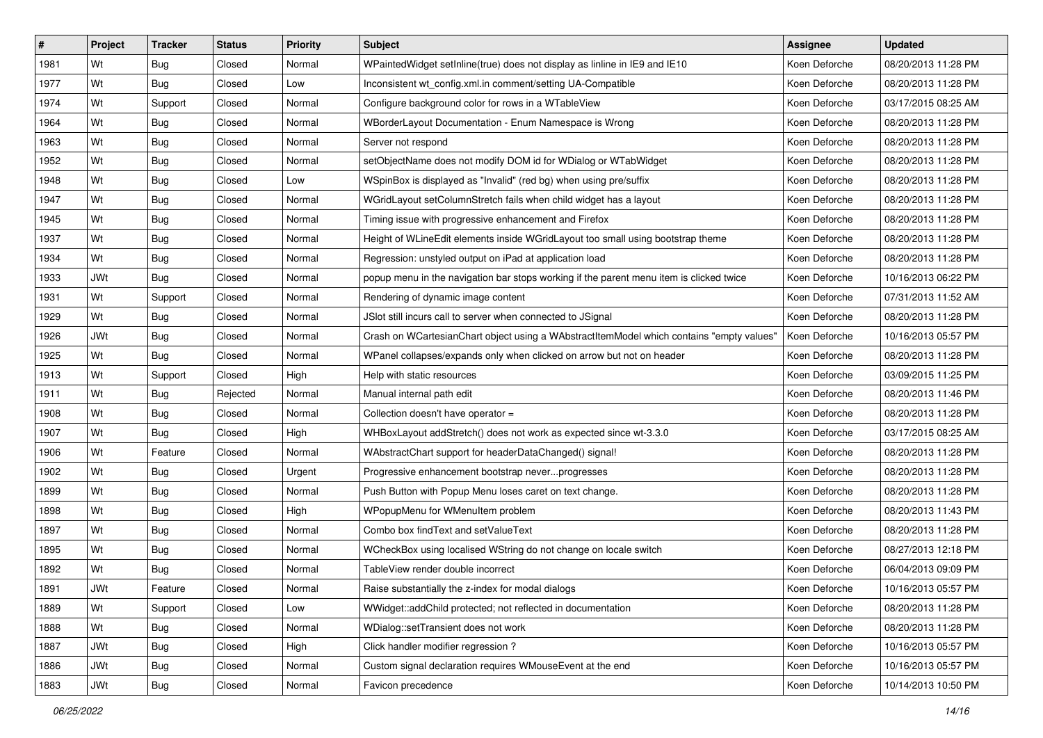| # | Project | Tracker | Status | Priority | Subject | Assignee | Updated |
|---|---|---|---|---|---|---|---|
| 1981 | Wt | Bug | Closed | Normal | WPaintedWidget setInline(true) does not display as linline in IE9 and IE10 | Koen Deforche | 08/20/2013 11:28 PM |
| 1977 | Wt | Bug | Closed | Low | Inconsistent wt_config.xml.in comment/setting UA-Compatible | Koen Deforche | 08/20/2013 11:28 PM |
| 1974 | Wt | Support | Closed | Normal | Configure background color for rows in a WTableView | Koen Deforche | 03/17/2015 08:25 AM |
| 1964 | Wt | Bug | Closed | Normal | WBorderLayout Documentation - Enum Namespace is Wrong | Koen Deforche | 08/20/2013 11:28 PM |
| 1963 | Wt | Bug | Closed | Normal | Server not respond | Koen Deforche | 08/20/2013 11:28 PM |
| 1952 | Wt | Bug | Closed | Normal | setObjectName does not modify DOM id for WDialog or WTabWidget | Koen Deforche | 08/20/2013 11:28 PM |
| 1948 | Wt | Bug | Closed | Low | WSpinBox is displayed as "Invalid" (red bg) when using pre/suffix | Koen Deforche | 08/20/2013 11:28 PM |
| 1947 | Wt | Bug | Closed | Normal | WGridLayout setColumnStretch fails when child widget has a layout | Koen Deforche | 08/20/2013 11:28 PM |
| 1945 | Wt | Bug | Closed | Normal | Timing issue with progressive enhancement and Firefox | Koen Deforche | 08/20/2013 11:28 PM |
| 1937 | Wt | Bug | Closed | Normal | Height of WLineEdit elements inside WGridLayout too small using bootstrap theme | Koen Deforche | 08/20/2013 11:28 PM |
| 1934 | Wt | Bug | Closed | Normal | Regression: unstyled output on iPad at application load | Koen Deforche | 08/20/2013 11:28 PM |
| 1933 | JWt | Bug | Closed | Normal | popup menu in the navigation bar stops working if the parent menu item is clicked twice | Koen Deforche | 10/16/2013 06:22 PM |
| 1931 | Wt | Support | Closed | Normal | Rendering of dynamic image content | Koen Deforche | 07/31/2013 11:52 AM |
| 1929 | Wt | Bug | Closed | Normal | JSlot still incurs call to server when connected to JSignal | Koen Deforche | 08/20/2013 11:28 PM |
| 1926 | JWt | Bug | Closed | Normal | Crash on WCartesianChart object using a WAbstractItemModel which contains "empty values" | Koen Deforche | 10/16/2013 05:57 PM |
| 1925 | Wt | Bug | Closed | Normal | WPanel collapses/expands only when clicked on arrow but not on header | Koen Deforche | 08/20/2013 11:28 PM |
| 1913 | Wt | Support | Closed | High | Help with static resources | Koen Deforche | 03/09/2015 11:25 PM |
| 1911 | Wt | Bug | Rejected | Normal | Manual internal path edit | Koen Deforche | 08/20/2013 11:46 PM |
| 1908 | Wt | Bug | Closed | Normal | Collection doesn't have operator = | Koen Deforche | 08/20/2013 11:28 PM |
| 1907 | Wt | Bug | Closed | High | WHBoxLayout addStretch() does not work as expected since wt-3.3.0 | Koen Deforche | 03/17/2015 08:25 AM |
| 1906 | Wt | Feature | Closed | Normal | WAbstractChart support for headerDataChanged() signal! | Koen Deforche | 08/20/2013 11:28 PM |
| 1902 | Wt | Bug | Closed | Urgent | Progressive enhancement bootstrap never...progresses | Koen Deforche | 08/20/2013 11:28 PM |
| 1899 | Wt | Bug | Closed | Normal | Push Button with Popup Menu loses caret on text change. | Koen Deforche | 08/20/2013 11:28 PM |
| 1898 | Wt | Bug | Closed | High | WPopupMenu for WMenuItem problem | Koen Deforche | 08/20/2013 11:43 PM |
| 1897 | Wt | Bug | Closed | Normal | Combo box findText and setValueText | Koen Deforche | 08/20/2013 11:28 PM |
| 1895 | Wt | Bug | Closed | Normal | WCheckBox using localised WString do not change on locale switch | Koen Deforche | 08/27/2013 12:18 PM |
| 1892 | Wt | Bug | Closed | Normal | TableView render double incorrect | Koen Deforche | 06/04/2013 09:09 PM |
| 1891 | JWt | Feature | Closed | Normal | Raise substantially the z-index for modal dialogs | Koen Deforche | 10/16/2013 05:57 PM |
| 1889 | Wt | Support | Closed | Low | WWidget::addChild protected; not reflected in documentation | Koen Deforche | 08/20/2013 11:28 PM |
| 1888 | Wt | Bug | Closed | Normal | WDialog::setTransient does not work | Koen Deforche | 08/20/2013 11:28 PM |
| 1887 | JWt | Bug | Closed | High | Click handler modifier regression ? | Koen Deforche | 10/16/2013 05:57 PM |
| 1886 | JWt | Bug | Closed | Normal | Custom signal declaration requires WMouseEvent at the end | Koen Deforche | 10/16/2013 05:57 PM |
| 1883 | JWt | Bug | Closed | Normal | Favicon precedence | Koen Deforche | 10/14/2013 10:50 PM |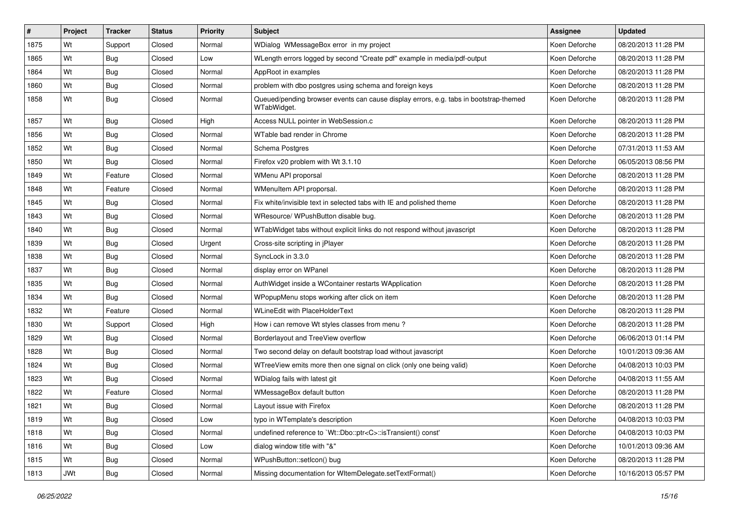| # | Project | Tracker | Status | Priority | Subject | Assignee | Updated |
|---|---|---|---|---|---|---|---|
| 1875 | Wt | Support | Closed | Normal | WDialog WMessageBox error in my project | Koen Deforche | 08/20/2013 11:28 PM |
| 1865 | Wt | Bug | Closed | Low | WLength errors logged by second "Create pdf" example in media/pdf-output | Koen Deforche | 08/20/2013 11:28 PM |
| 1864 | Wt | Bug | Closed | Normal | AppRoot in examples | Koen Deforche | 08/20/2013 11:28 PM |
| 1860 | Wt | Bug | Closed | Normal | problem with dbo postgres using schema and foreign keys | Koen Deforche | 08/20/2013 11:28 PM |
| 1858 | Wt | Bug | Closed | Normal | Queued/pending browser events can cause display errors, e.g. tabs in bootstrap-themed WTabWidget. | Koen Deforche | 08/20/2013 11:28 PM |
| 1857 | Wt | Bug | Closed | High | Access NULL pointer in WebSession.c | Koen Deforche | 08/20/2013 11:28 PM |
| 1856 | Wt | Bug | Closed | Normal | WTable bad render in Chrome | Koen Deforche | 08/20/2013 11:28 PM |
| 1852 | Wt | Bug | Closed | Normal | Schema Postgres | Koen Deforche | 07/31/2013 11:53 AM |
| 1850 | Wt | Bug | Closed | Normal | Firefox v20 problem with Wt 3.1.10 | Koen Deforche | 06/05/2013 08:56 PM |
| 1849 | Wt | Feature | Closed | Normal | WMenu API proporsal | Koen Deforche | 08/20/2013 11:28 PM |
| 1848 | Wt | Feature | Closed | Normal | WMenuItem API proporsal. | Koen Deforche | 08/20/2013 11:28 PM |
| 1845 | Wt | Bug | Closed | Normal | Fix white/invisible text in selected tabs with IE and polished theme | Koen Deforche | 08/20/2013 11:28 PM |
| 1843 | Wt | Bug | Closed | Normal | WResource/ WPushButton disable bug. | Koen Deforche | 08/20/2013 11:28 PM |
| 1840 | Wt | Bug | Closed | Normal | WTabWidget tabs without explicit links do not respond without javascript | Koen Deforche | 08/20/2013 11:28 PM |
| 1839 | Wt | Bug | Closed | Urgent | Cross-site scripting in jPlayer | Koen Deforche | 08/20/2013 11:28 PM |
| 1838 | Wt | Bug | Closed | Normal | SyncLock in 3.3.0 | Koen Deforche | 08/20/2013 11:28 PM |
| 1837 | Wt | Bug | Closed | Normal | display error on WPanel | Koen Deforche | 08/20/2013 11:28 PM |
| 1835 | Wt | Bug | Closed | Normal | AuthWidget inside a WContainer restarts WApplication | Koen Deforche | 08/20/2013 11:28 PM |
| 1834 | Wt | Bug | Closed | Normal | WPopupMenu stops working after click on item | Koen Deforche | 08/20/2013 11:28 PM |
| 1832 | Wt | Feature | Closed | Normal | WLineEdit with PlaceHolderText | Koen Deforche | 08/20/2013 11:28 PM |
| 1830 | Wt | Support | Closed | High | How i can remove Wt styles classes from menu ? | Koen Deforche | 08/20/2013 11:28 PM |
| 1829 | Wt | Bug | Closed | Normal | Borderlayout and TreeView overflow | Koen Deforche | 06/06/2013 01:14 PM |
| 1828 | Wt | Bug | Closed | Normal | Two second delay on default bootstrap load without javascript | Koen Deforche | 10/01/2013 09:36 AM |
| 1824 | Wt | Bug | Closed | Normal | WTreeView emits more then one signal on click (only one being valid) | Koen Deforche | 04/08/2013 10:03 PM |
| 1823 | Wt | Bug | Closed | Normal | WDialog fails with latest git | Koen Deforche | 04/08/2013 11:55 AM |
| 1822 | Wt | Feature | Closed | Normal | WMessageBox default button | Koen Deforche | 08/20/2013 11:28 PM |
| 1821 | Wt | Bug | Closed | Normal | Layout issue with Firefox | Koen Deforche | 08/20/2013 11:28 PM |
| 1819 | Wt | Bug | Closed | Low | typo in WTemplate's description | Koen Deforche | 04/08/2013 10:03 PM |
| 1818 | Wt | Bug | Closed | Normal | undefined reference to `Wt::Dbo::ptr<C>::isTransient() const' | Koen Deforche | 04/08/2013 10:03 PM |
| 1816 | Wt | Bug | Closed | Low | dialog window title with "&" | Koen Deforche | 10/01/2013 09:36 AM |
| 1815 | Wt | Bug | Closed | Normal | WPushButton::setIcon() bug | Koen Deforche | 08/20/2013 11:28 PM |
| 1813 | JWt | Bug | Closed | Normal | Missing documentation for WItemDelegate.setTextFormat() | Koen Deforche | 10/16/2013 05:57 PM |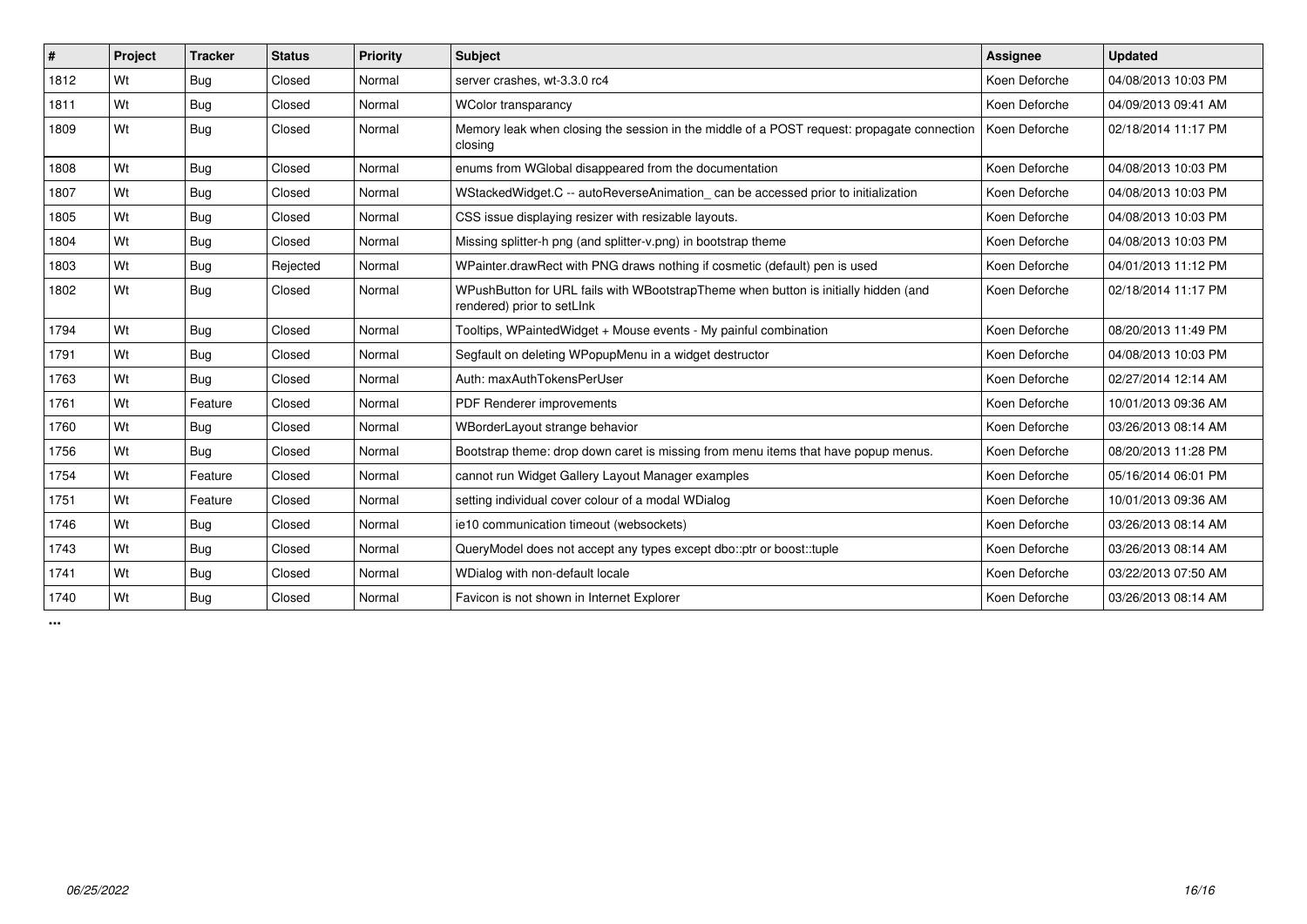| # | Project | Tracker | Status | Priority | Subject | Assignee | Updated |
|---|---|---|---|---|---|---|---|
| 1812 | Wt | Bug | Closed | Normal | server crashes, wt-3.3.0 rc4 | Koen Deforche | 04/08/2013 10:03 PM |
| 1811 | Wt | Bug | Closed | Normal | WColor transparancy | Koen Deforche | 04/09/2013 09:41 AM |
| 1809 | Wt | Bug | Closed | Normal | Memory leak when closing the session in the middle of a POST request: propagate connection closing | Koen Deforche | 02/18/2014 11:17 PM |
| 1808 | Wt | Bug | Closed | Normal | enums from WGlobal disappeared from the documentation | Koen Deforche | 04/08/2013 10:03 PM |
| 1807 | Wt | Bug | Closed | Normal | WStackedWidget.C -- autoReverseAnimation_ can be accessed prior to initialization | Koen Deforche | 04/08/2013 10:03 PM |
| 1805 | Wt | Bug | Closed | Normal | CSS issue displaying resizer with resizable layouts. | Koen Deforche | 04/08/2013 10:03 PM |
| 1804 | Wt | Bug | Closed | Normal | Missing splitter-h png (and splitter-v.png) in bootstrap theme | Koen Deforche | 04/08/2013 10:03 PM |
| 1803 | Wt | Bug | Rejected | Normal | WPainter.drawRect with PNG draws nothing if cosmetic (default) pen is used | Koen Deforche | 04/01/2013 11:12 PM |
| 1802 | Wt | Bug | Closed | Normal | WPushButton for URL fails with WBootstrapTheme when button is initially hidden (and rendered) prior to setLInk | Koen Deforche | 02/18/2014 11:17 PM |
| 1794 | Wt | Bug | Closed | Normal | Tooltips, WPaintedWidget + Mouse events - My painful combination | Koen Deforche | 08/20/2013 11:49 PM |
| 1791 | Wt | Bug | Closed | Normal | Segfault on deleting WPopupMenu in a widget destructor | Koen Deforche | 04/08/2013 10:03 PM |
| 1763 | Wt | Bug | Closed | Normal | Auth: maxAuthTokensPerUser | Koen Deforche | 02/27/2014 12:14 AM |
| 1761 | Wt | Feature | Closed | Normal | PDF Renderer improvements | Koen Deforche | 10/01/2013 09:36 AM |
| 1760 | Wt | Bug | Closed | Normal | WBorderLayout strange behavior | Koen Deforche | 03/26/2013 08:14 AM |
| 1756 | Wt | Bug | Closed | Normal | Bootstrap theme: drop down caret is missing from menu items that have popup menus. | Koen Deforche | 08/20/2013 11:28 PM |
| 1754 | Wt | Feature | Closed | Normal | cannot run Widget Gallery Layout Manager examples | Koen Deforche | 05/16/2014 06:01 PM |
| 1751 | Wt | Feature | Closed | Normal | setting individual cover colour of a modal WDialog | Koen Deforche | 10/01/2013 09:36 AM |
| 1746 | Wt | Bug | Closed | Normal | ie10 communication timeout (websockets) | Koen Deforche | 03/26/2013 08:14 AM |
| 1743 | Wt | Bug | Closed | Normal | QueryModel does not accept any types except dbo::ptr or boost::tuple | Koen Deforche | 03/26/2013 08:14 AM |
| 1741 | Wt | Bug | Closed | Normal | WDialog with non-default locale | Koen Deforche | 03/22/2013 07:50 AM |
| 1740 | Wt | Bug | Closed | Normal | Favicon is not shown in Internet Explorer | Koen Deforche | 03/26/2013 08:14 AM |

...